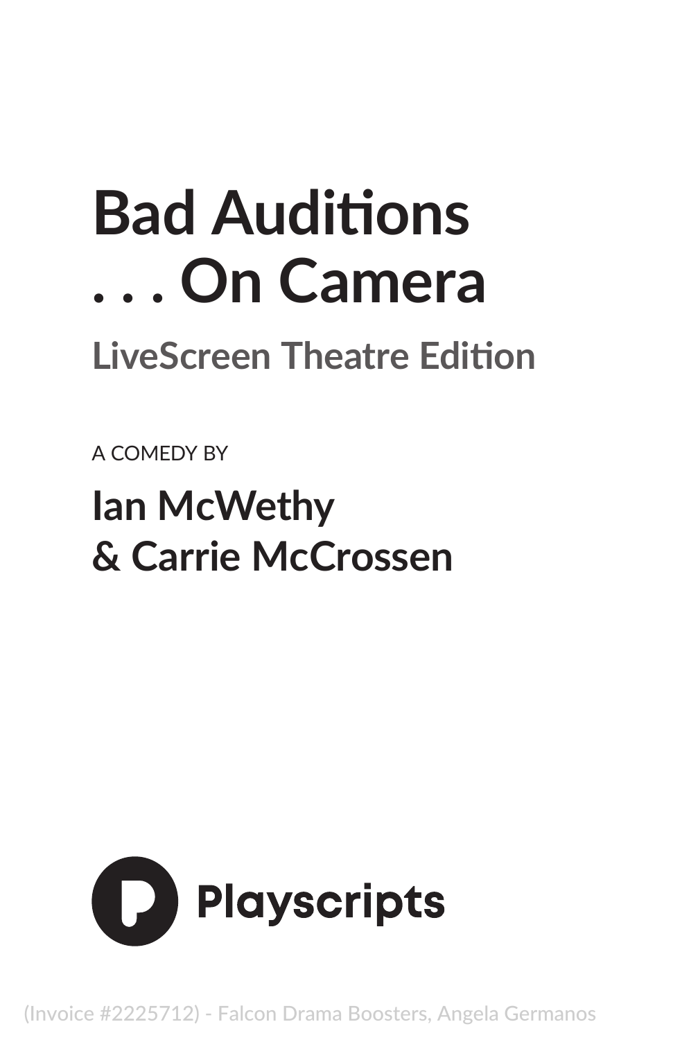# Bad Auditions . . . On Camera

## LiveScreen Theatre Edition

A COMEDY BY

**Ian McWethy & Carrie McCrossen**

Playscripts

(Invoice #2225712) - Falcon Drama Boosters, Angela Germanos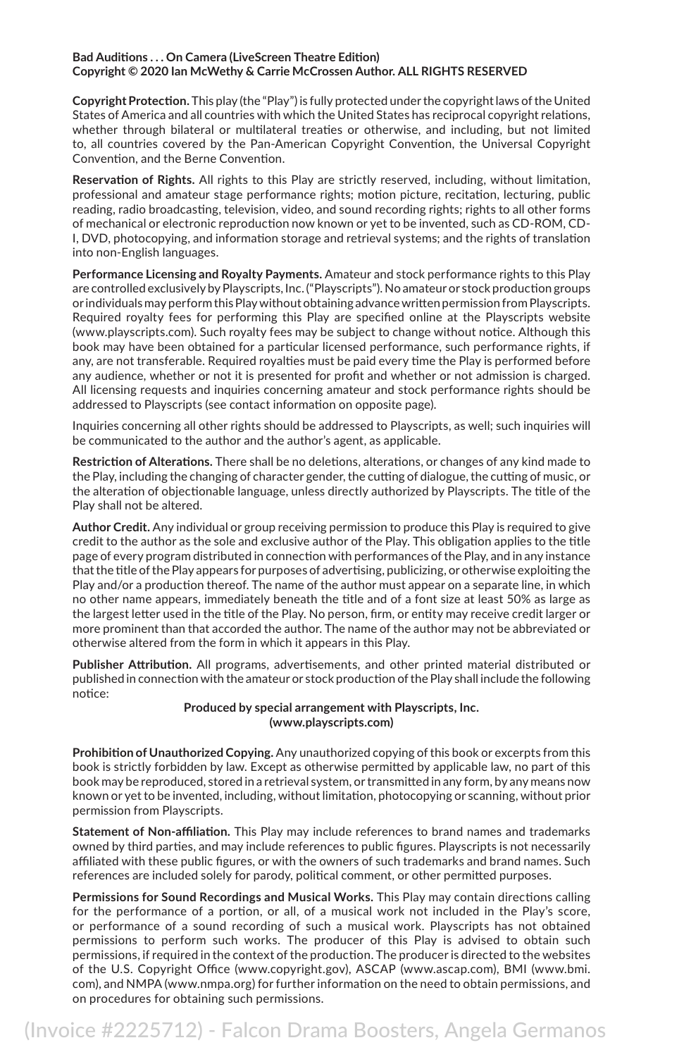**Bad Auditions . . . On Camera (LiveScreen Theatre Edition)**
**Copyright © 2020 Ian McWethy & Carrie McCrossen Author. ALL RIGHTS RESERVED**

**Copyright Protection.** This play (the "Play") is fully protected under the copyright laws of the United States of America and all countries with which the United States has reciprocal copyright relations, whether through bilateral or multilateral treaties or otherwise, and including, but not limited to, all countries covered by the Pan-American Copyright Convention, the Universal Copyright Convention, and the Berne Convention.

**Reservation of Rights.** All rights to this Play are strictly reserved, including, without limitation, professional and amateur stage performance rights; motion picture, recitation, lecturing, public reading, radio broadcasting, television, video, and sound recording rights; rights to all other forms of mechanical or electronic reproduction now known or yet to be invented, such as CD-ROM, CD-I, DVD, photocopying, and information storage and retrieval systems; and the rights of translation into non-English languages.

**Performance Licensing and Royalty Payments.** Amateur and stock performance rights to this Play are controlled exclusively by Playscripts, Inc. ("Playscripts"). No amateur or stock production groups or individuals may perform this Play without obtaining advance written permission from Playscripts. Required royalty fees for performing this Play are specified online at the Playscripts website (www.playscripts.com). Such royalty fees may be subject to change without notice. Although this book may have been obtained for a particular licensed performance, such performance rights, if any, are not transferable. Required royalties must be paid every time the Play is performed before any audience, whether or not it is presented for profit and whether or not admission is charged. All licensing requests and inquiries concerning amateur and stock performance rights should be addressed to Playscripts (see contact information on opposite page).

Inquiries concerning all other rights should be addressed to Playscripts, as well; such inquiries will be communicated to the author and the author's agent, as applicable.

**Restriction of Alterations.** There shall be no deletions, alterations, or changes of any kind made to the Play, including the changing of character gender, the cutting of dialogue, the cutting of music, or the alteration of objectionable language, unless directly authorized by Playscripts. The title of the Play shall not be altered.

**Author Credit.** Any individual or group receiving permission to produce this Play is required to give credit to the author as the sole and exclusive author of the Play. This obligation applies to the title page of every program distributed in connection with performances of the Play, and in any instance that the title of the Play appears for purposes of advertising, publicizing, or otherwise exploiting the Play and/or a production thereof. The name of the author must appear on a separate line, in which no other name appears, immediately beneath the title and of a font size at least 50% as large as the largest letter used in the title of the Play. No person, firm, or entity may receive credit larger or more prominent than that accorded the author. The name of the author may not be abbreviated or otherwise altered from the form in which it appears in this Play.

**Publisher Attribution.** All programs, advertisements, and other printed material distributed or published in connection with the amateur or stock production of the Play shall include the following notice:

**Produced by special arrangement with Playscripts, Inc.**
**(www.playscripts.com)**

**Prohibition of Unauthorized Copying.** Any unauthorized copying of this book or excerpts from this book is strictly forbidden by law. Except as otherwise permitted by applicable law, no part of this book may be reproduced, stored in a retrieval system, or transmitted in any form, by any means now known or yet to be invented, including, without limitation, photocopying or scanning, without prior permission from Playscripts.

**Statement of Non-affiliation.** This Play may include references to brand names and trademarks owned by third parties, and may include references to public figures. Playscripts is not necessarily affiliated with these public figures, or with the owners of such trademarks and brand names. Such references are included solely for parody, political comment, or other permitted purposes.

**Permissions for Sound Recordings and Musical Works.** This Play may contain directions calling for the performance of a portion, or all, of a musical work not included in the Play's score, or performance of a sound recording of such a musical work. Playscripts has not obtained permissions to perform such works. The producer of this Play is advised to obtain such permissions, if required in the context of the production. The producer is directed to the websites of the U.S. Copyright Office (www.copyright.gov), ASCAP (www.ascap.com), BMI (www.bmi.com), and NMPA (www.nmpa.org) for further information on the need to obtain permissions, and on procedures for obtaining such permissions.

(Invoice #2225712) - Falcon Drama Boosters, Angela Germanos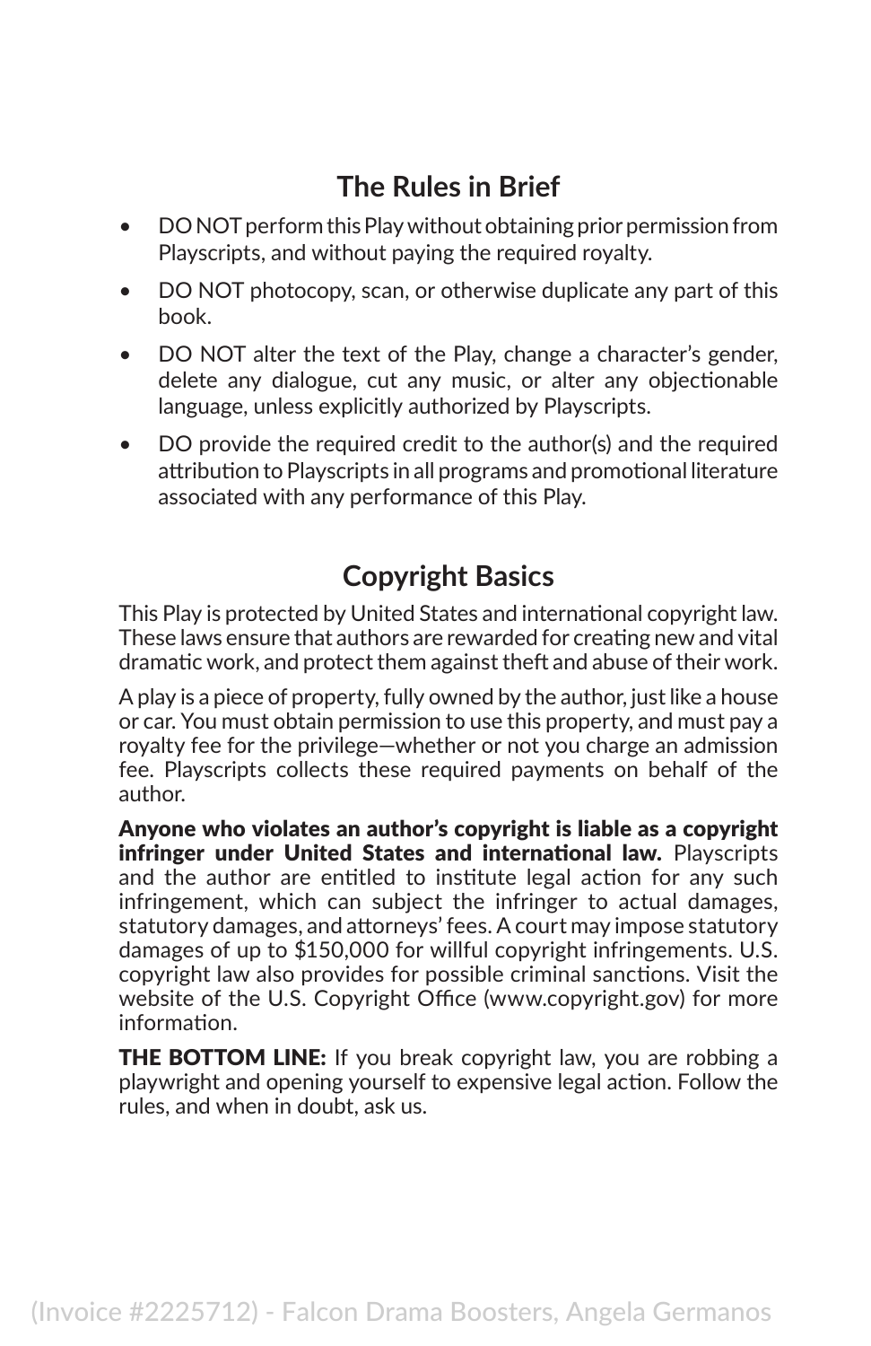## The Rules in Brief

- DO NOT perform this Play without obtaining prior permission from Playscripts, and without paying the required royalty.
- DO NOT photocopy, scan, or otherwise duplicate any part of this book.
- DO NOT alter the text of the Play, change a character's gender, delete any dialogue, cut any music, or alter any objectionable language, unless explicitly authorized by Playscripts.
- DO provide the required credit to the author(s) and the required attribution to Playscripts in all programs and promotional literature associated with any performance of this Play.

## Copyright Basics

This Play is protected by United States and international copyright law. These laws ensure that authors are rewarded for creating new and vital dramatic work, and protect them against theft and abuse of their work.

A play is a piece of property, fully owned by the author, just like a house or car. You must obtain permission to use this property, and must pay a royalty fee for the privilege—whether or not you charge an admission fee. Playscripts collects these required payments on behalf of the author.

**Anyone who violates an author's copyright is liable as a copyright infringer under United States and international law.** Playscripts and the author are entitled to institute legal action for any such infringement, which can subject the infringer to actual damages, statutory damages, and attorneys' fees. A court may impose statutory damages of up to $150,000 for willful copyright infringements. U.S. copyright law also provides for possible criminal sanctions. Visit the website of the U.S. Copyright Office (www.copyright.gov) for more information.

**THE BOTTOM LINE:** If you break copyright law, you are robbing a playwright and opening yourself to expensive legal action. Follow the rules, and when in doubt, ask us.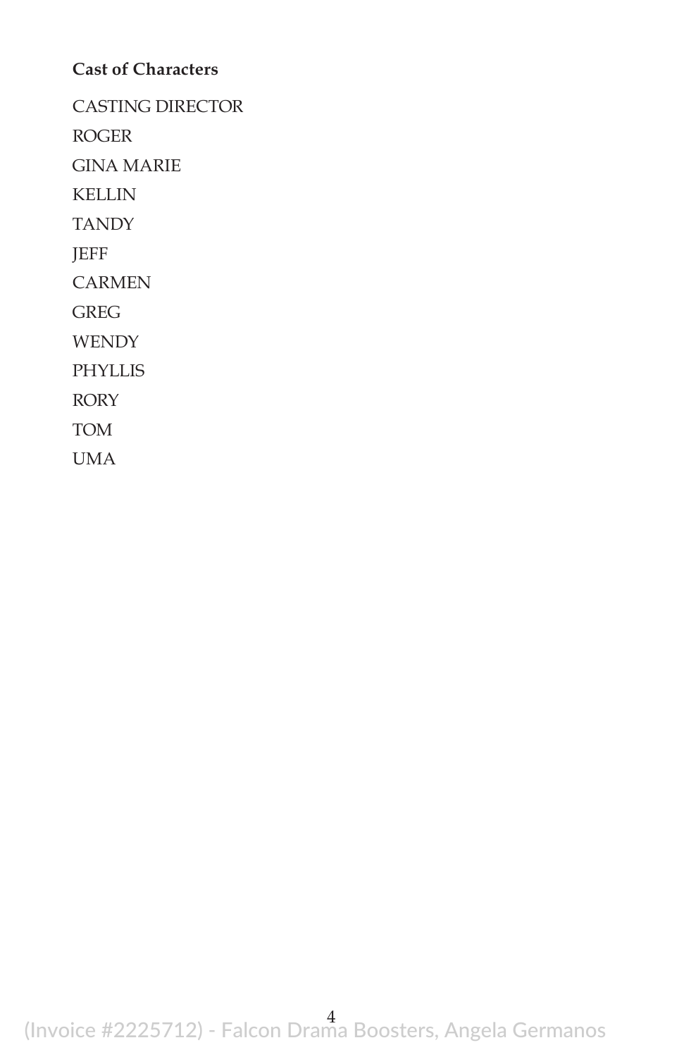**Cast of Characters**

CASTING DIRECTOR

ROGER

GINA MARIE

KELLIN

TANDY

JEFF

CARMEN

GREG

WENDY

PHYLLIS

RORY

TOM

UMA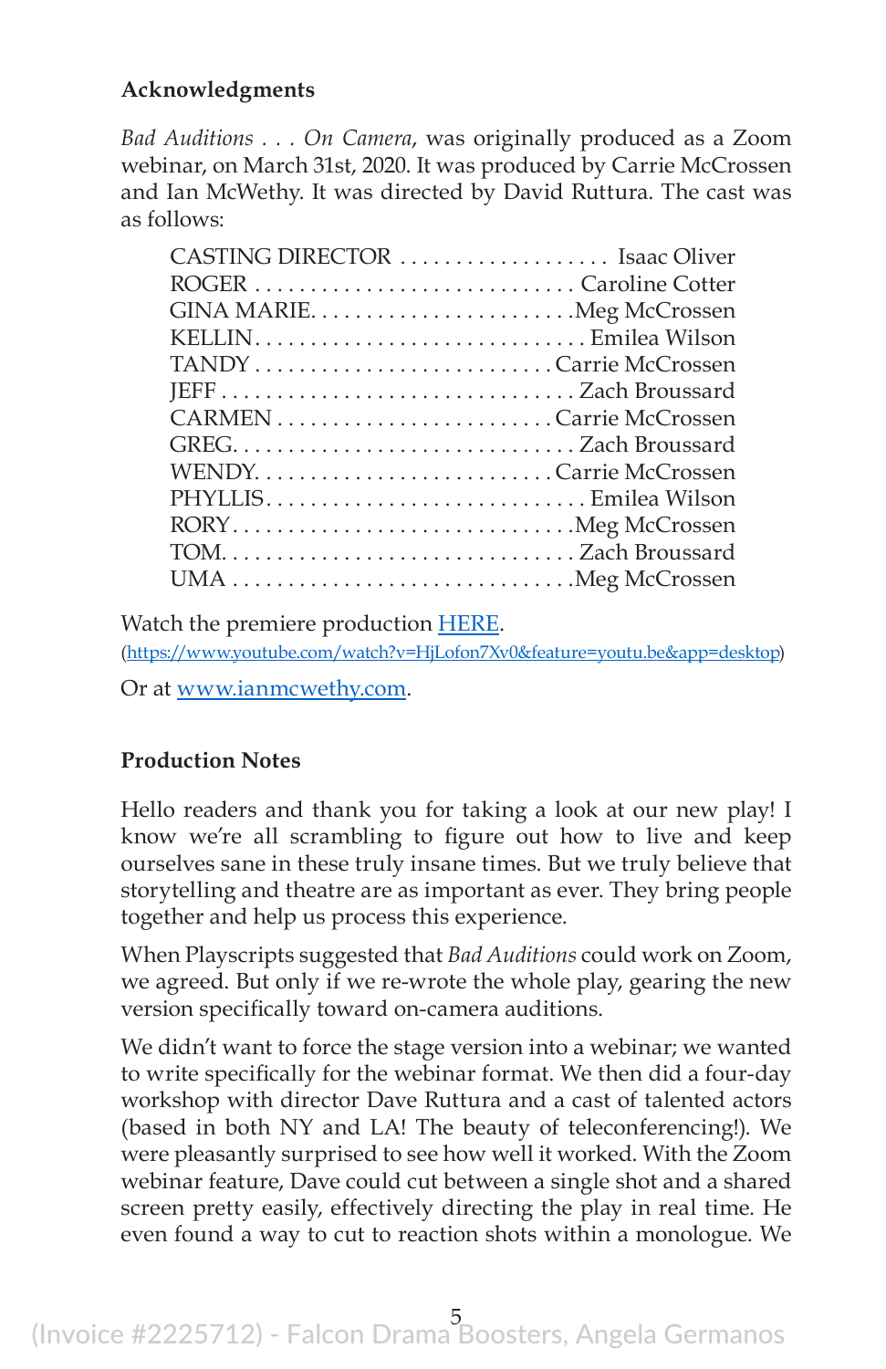**Acknowledgments**

*Bad Auditions . . . On Camera*, was originally produced as a Zoom webinar, on March 31st, 2020. It was produced by Carrie McCrossen and Ian McWethy. It was directed by David Ruttura. The cast was as follows:

CASTING DIRECTOR .................... Isaac Oliver
ROGER ............................. Caroline Cotter
GINA MARIE........................Meg McCrossen
KELLIN............................. Emilea Wilson
TANDY ........................ Carrie McCrossen
JEFF ............................. Zach Broussard
CARMEN ...................... Carrie McCrossen
GREG............................ Zach Broussard
WENDY........................ Carrie McCrossen
PHYLLIS........................... Emilea Wilson
RORY............................Meg McCrossen
TOM............................. Zach Broussard
UMA ............................Meg McCrossen

Watch the premiere production HERE.
(https://www.youtube.com/watch?v=HjLofon7Xv0&feature=youtu.be&app=desktop)

Or at www.ianmcwethy.com.

**Production Notes**

Hello readers and thank you for taking a look at our new play! I know we're all scrambling to figure out how to live and keep ourselves sane in these truly insane times. But we truly believe that storytelling and theatre are as important as ever. They bring people together and help us process this experience.

When Playscripts suggested that *Bad Auditions* could work on Zoom, we agreed. But only if we re-wrote the whole play, gearing the new version specifically toward on-camera auditions.

We didn't want to force the stage version into a webinar; we wanted to write specifically for the webinar format. We then did a four-day workshop with director Dave Ruttura and a cast of talented actors (based in both NY and LA! The beauty of teleconferencing!). We were pleasantly surprised to see how well it worked. With the Zoom webinar feature, Dave could cut between a single shot and a shared screen pretty easily, effectively directing the play in real time. He even found a way to cut to reaction shots within a monologue. We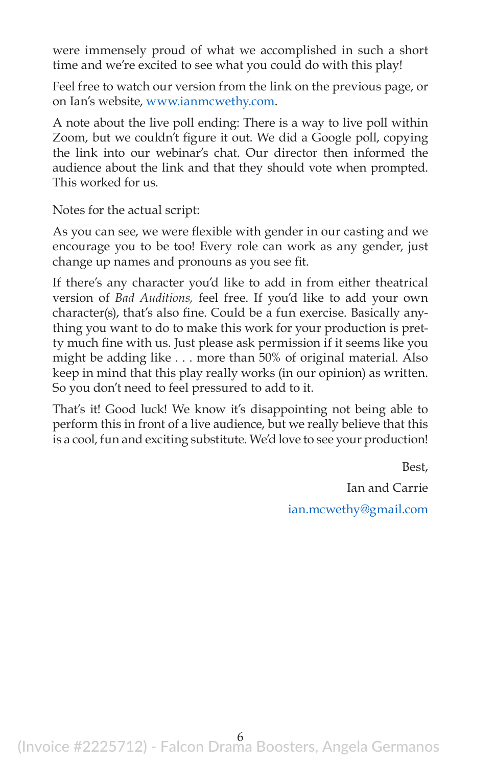were immensely proud of what we accomplished in such a short time and we're excited to see what you could do with this play!

Feel free to watch our version from the link on the previous page, or on Ian's website, [www.ianmcwethy.com](http://www.ianmcwethy.com).

A note about the live poll ending: There is a way to live poll within Zoom, but we couldn't figure it out. We did a Google poll, copying the link into our webinar's chat. Our director then informed the audience about the link and that they should vote when prompted. This worked for us.

Notes for the actual script:

As you can see, we were flexible with gender in our casting and we encourage you to be too! Every role can work as any gender, just change up names and pronouns as you see fit.

If there's any character you'd like to add in from either theatrical version of *Bad Auditions,* feel free. If you'd like to add your own character(s), that's also fine. Could be a fun exercise. Basically anything you want to do to make this work for your production is pretty much fine with us. Just please ask permission if it seems like you might be adding like . . . more than 50% of original material. Also keep in mind that this play really works (in our opinion) as written. So you don't need to feel pressured to add to it.

That's it! Good luck! We know it's disappointing not being able to perform this in front of a live audience, but we really believe that this is a cool, fun and exciting substitute. We'd love to see your production!

Best,

Ian and Carrie

[ian.mcwethy@gmail.com](mailto:ian.mcwethy@gmail.com)

(Invoice #2225712) - Falcon Drama Boosters, Angela Germanos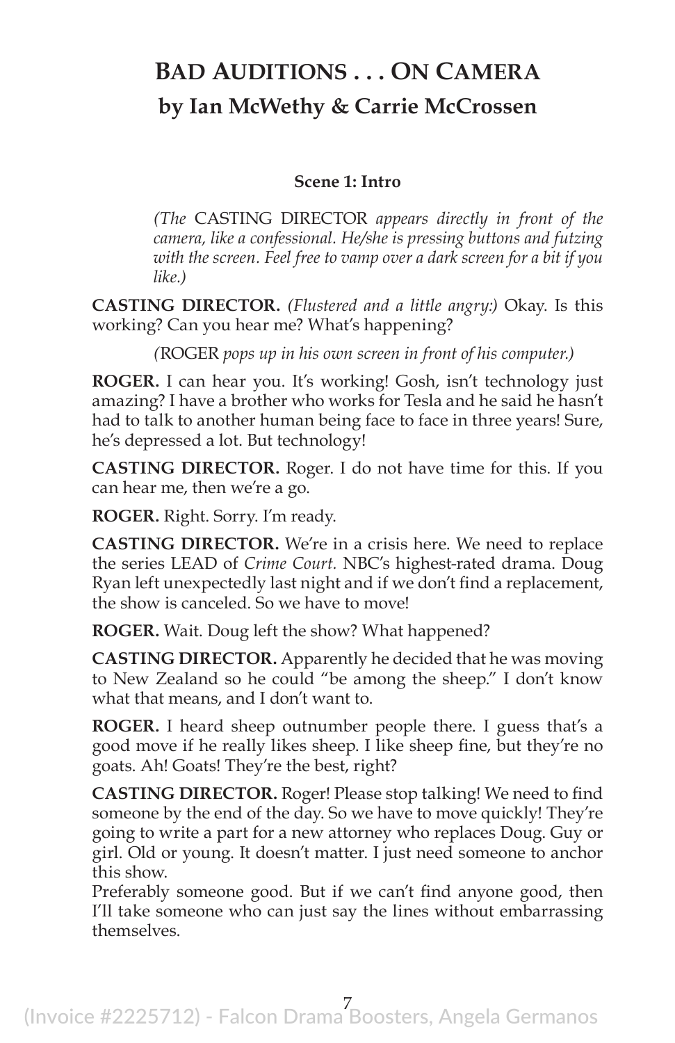# BAD AUDITIONS . . . ON CAMERA
## by Ian McWethy & Carrie McCrossen

### Scene 1: Intro

*(The* CASTING DIRECTOR *appears directly in front of the camera, like a confessional. He/she is pressing buttons and futzing with the screen. Feel free to vamp over a dark screen for a bit if you like.)*

**CASTING DIRECTOR.** *(Flustered and a little angry:)* Okay. Is this working? Can you hear me? What's happening?

*(*ROGER *pops up in his own screen in front of his computer.)*

**ROGER.** I can hear you. It's working! Gosh, isn't technology just amazing? I have a brother who works for Tesla and he said he hasn't had to talk to another human being face to face in three years! Sure, he's depressed a lot. But technology!

**CASTING DIRECTOR.** Roger. I do not have time for this. If you can hear me, then we're a go.

**ROGER.** Right. Sorry. I'm ready.

**CASTING DIRECTOR.** We're in a crisis here. We need to replace the series LEAD of *Crime Court.* NBC's highest-rated drama. Doug Ryan left unexpectedly last night and if we don't find a replacement, the show is canceled. So we have to move!

**ROGER.** Wait. Doug left the show? What happened?

**CASTING DIRECTOR.** Apparently he decided that he was moving to New Zealand so he could "be among the sheep." I don't know what that means, and I don't want to.

**ROGER.** I heard sheep outnumber people there. I guess that's a good move if he really likes sheep. I like sheep fine, but they're no goats. Ah! Goats! They're the best, right?

**CASTING DIRECTOR.** Roger! Please stop talking! We need to find someone by the end of the day. So we have to move quickly! They're going to write a part for a new attorney who replaces Doug. Guy or girl. Old or young. It doesn't matter. I just need someone to anchor this show.
Preferably someone good. But if we can't find anyone good, then I'll take someone who can just say the lines without embarrassing themselves.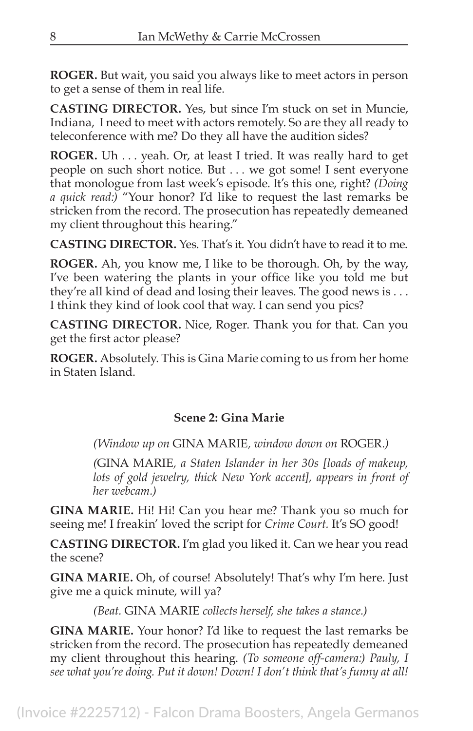**ROGER.** But wait, you said you always like to meet actors in person to get a sense of them in real life.

**CASTING DIRECTOR.** Yes, but since I'm stuck on set in Muncie, Indiana, I need to meet with actors remotely. So are they all ready to teleconference with me? Do they all have the audition sides?

**ROGER.** Uh . . . yeah. Or, at least I tried. It was really hard to get people on such short notice. But . . . we got some! I sent everyone that monologue from last week's episode. It's this one, right? *(Doing a quick read:)* "Your honor? I'd like to request the last remarks be stricken from the record. The prosecution has repeatedly demeaned my client throughout this hearing."

**CASTING DIRECTOR.** Yes. That's it. You didn't have to read it to me.

**ROGER.** Ah, you know me, I like to be thorough. Oh, by the way, I've been watering the plants in your office like you told me but they're all kind of dead and losing their leaves. The good news is . . . I think they kind of look cool that way. I can send you pics?

**CASTING DIRECTOR.** Nice, Roger. Thank you for that. Can you get the first actor please?

**ROGER.** Absolutely. This is Gina Marie coming to us from her home in Staten Island.

### Scene 2: Gina Marie

*(Window up on* GINA MARIE*, window down on* ROGER*.)*

*(*GINA MARIE*, a Staten Islander in her 30s [loads of makeup, lots of gold jewelry, thick New York accent], appears in front of her webcam.)*

**GINA MARIE.** Hi! Hi! Can you hear me? Thank you so much for seeing me! I freakin' loved the script for *Crime Court.* It's SO good!

**CASTING DIRECTOR.** I'm glad you liked it. Can we hear you read the scene?

**GINA MARIE.** Oh, of course! Absolutely! That's why I'm here. Just give me a quick minute, will ya?

*(Beat.* GINA MARIE *collects herself, she takes a stance.)*

**GINA MARIE.** Your honor? I'd like to request the last remarks be stricken from the record. The prosecution has repeatedly demeaned my client throughout this hearing. *(To someone off-camera:) Pauly, I see what you're doing. Put it down! Down! I don't think that's funny at all!*

(Invoice #2225712) - Falcon Drama Boosters, Angela Germanos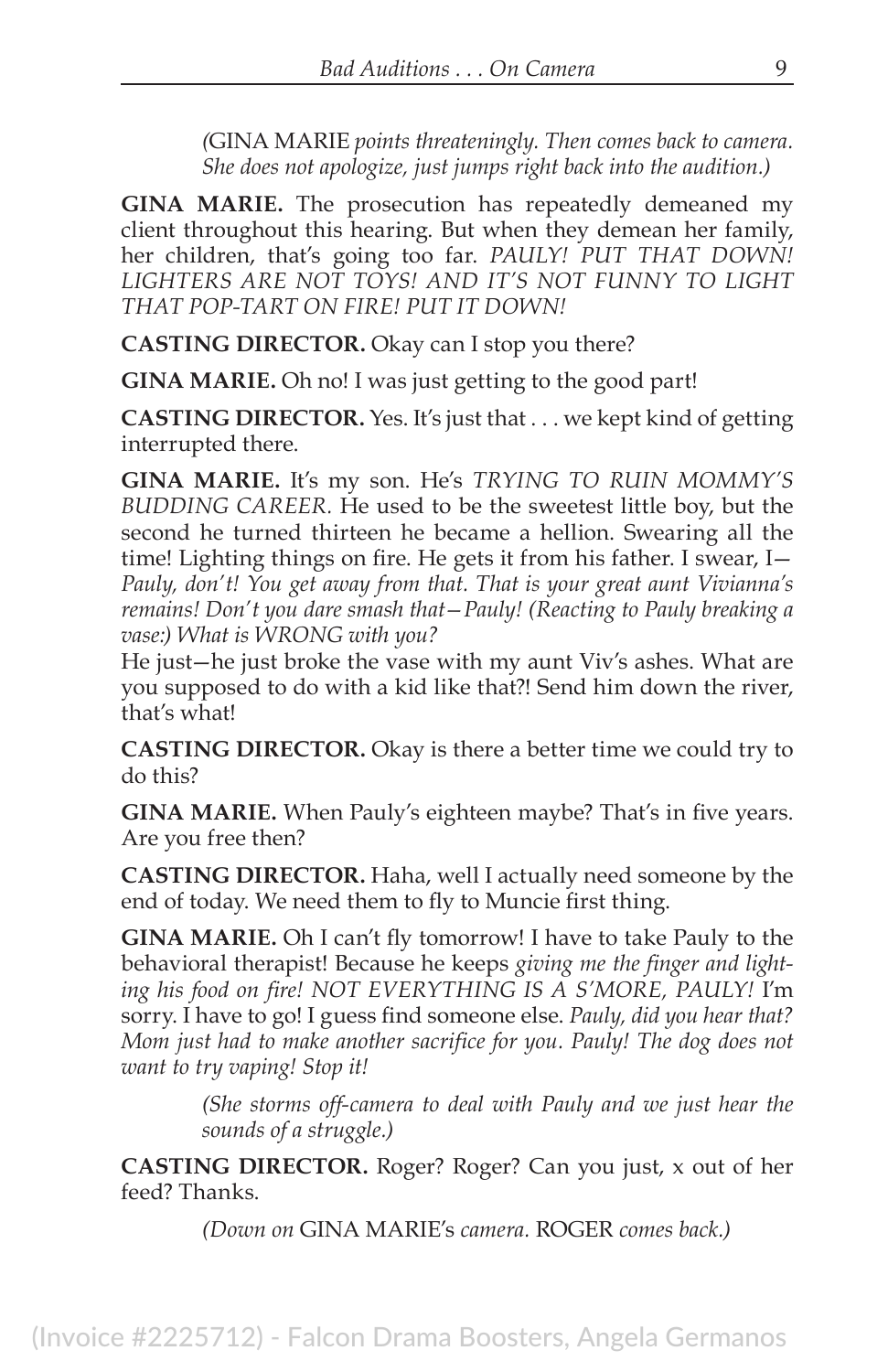*(*GINA MARIE *points threateningly. Then comes back to camera. She does not apologize, just jumps right back into the audition.)*

**GINA MARIE.** The prosecution has repeatedly demeaned my client throughout this hearing. But when they demean her family, her children, that's going too far. *PAULY! PUT THAT DOWN! LIGHTERS ARE NOT TOYS! AND IT'S NOT FUNNY TO LIGHT THAT POP-TART ON FIRE! PUT IT DOWN!*

**CASTING DIRECTOR.** Okay can I stop you there?

**GINA MARIE.** Oh no! I was just getting to the good part!

**CASTING DIRECTOR.** Yes. It's just that . . . we kept kind of getting interrupted there.

**GINA MARIE.** It's my son. He's *TRYING TO RUIN MOMMY'S BUDDING CAREER.* He used to be the sweetest little boy, but the second he turned thirteen he became a hellion. Swearing all the time! Lighting things on fire. He gets it from his father. I swear, I— *Pauly, don't! You get away from that. That is your great aunt Vivianna's remains! Don't you dare smash that—Pauly! (Reacting to Pauly breaking a vase:) What is WRONG with you?*

He just—he just broke the vase with my aunt Viv's ashes. What are you supposed to do with a kid like that?! Send him down the river, that's what!

**CASTING DIRECTOR.** Okay is there a better time we could try to do this?

**GINA MARIE.** When Pauly's eighteen maybe? That's in five years. Are you free then?

**CASTING DIRECTOR.** Haha, well I actually need someone by the end of today. We need them to fly to Muncie first thing.

**GINA MARIE.** Oh I can't fly tomorrow! I have to take Pauly to the behavioral therapist! Because he keeps *giving me the finger and lighting his food on fire! NOT EVERYTHING IS A S'MORE, PAULY!* I'm sorry. I have to go! I guess find someone else. *Pauly, did you hear that? Mom just had to make another sacrifice for you. Pauly! The dog does not want to try vaping! Stop it!*

*(She storms off-camera to deal with Pauly and we just hear the sounds of a struggle.)*

**CASTING DIRECTOR.** Roger? Roger? Can you just, x out of her feed? Thanks.

*(Down on* GINA MARIE's *camera.* ROGER *comes back.)*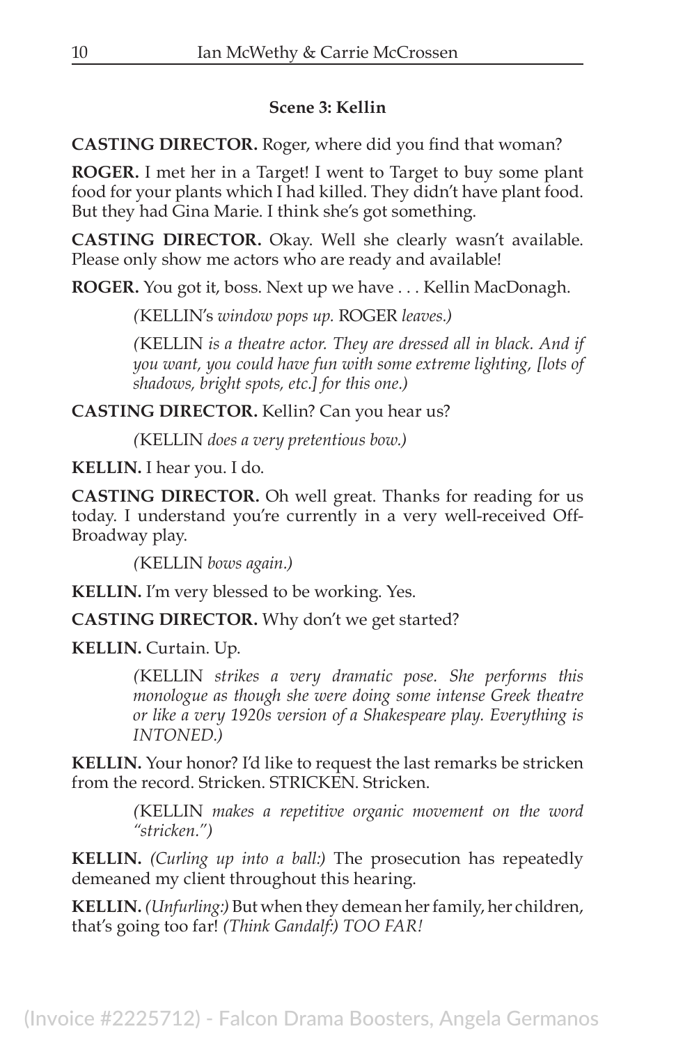### Scene 3: Kellin

**CASTING DIRECTOR.** Roger, where did you find that woman?

**ROGER.** I met her in a Target! I went to Target to buy some plant food for your plants which I had killed. They didn't have plant food. But they had Gina Marie. I think she's got something.

**CASTING DIRECTOR.** Okay. Well she clearly wasn't available. Please only show me actors who are ready and available!

**ROGER.** You got it, boss. Next up we have . . . Kellin MacDonagh.

> *(*KELLIN's *window pops up.* ROGER *leaves.)*

> *(*KELLIN *is a theatre actor. They are dressed all in black. And if you want, you could have fun with some extreme lighting, [lots of shadows, bright spots, etc.] for this one.)*

**CASTING DIRECTOR.** Kellin? Can you hear us?

> *(*KELLIN *does a very pretentious bow.)*

**KELLIN.** I hear you. I do.

**CASTING DIRECTOR.** Oh well great. Thanks for reading for us today. I understand you're currently in a very well-received Off-Broadway play.

> *(*KELLIN *bows again.)*

**KELLIN.** I'm very blessed to be working. Yes.

**CASTING DIRECTOR.** Why don't we get started?

**KELLIN.** Curtain. Up.

> *(*KELLIN *strikes a very dramatic pose. She performs this monologue as though she were doing some intense Greek theatre or like a very 1920s version of a Shakespeare play. Everything is INTONED.)*

**KELLIN.** Your honor? I'd like to request the last remarks be stricken from the record. Stricken. STRICKEN. Stricken.

> *(*KELLIN *makes a repetitive organic movement on the word "stricken.")*

**KELLIN.** *(Curling up into a ball:)* The prosecution has repeatedly demeaned my client throughout this hearing.

**KELLIN.** *(Unfurling:)* But when they demean her family, her children, that's going too far! *(Think Gandalf:) TOO FAR!*

(Invoice #2225712) - Falcon Drama Boosters, Angela Germanos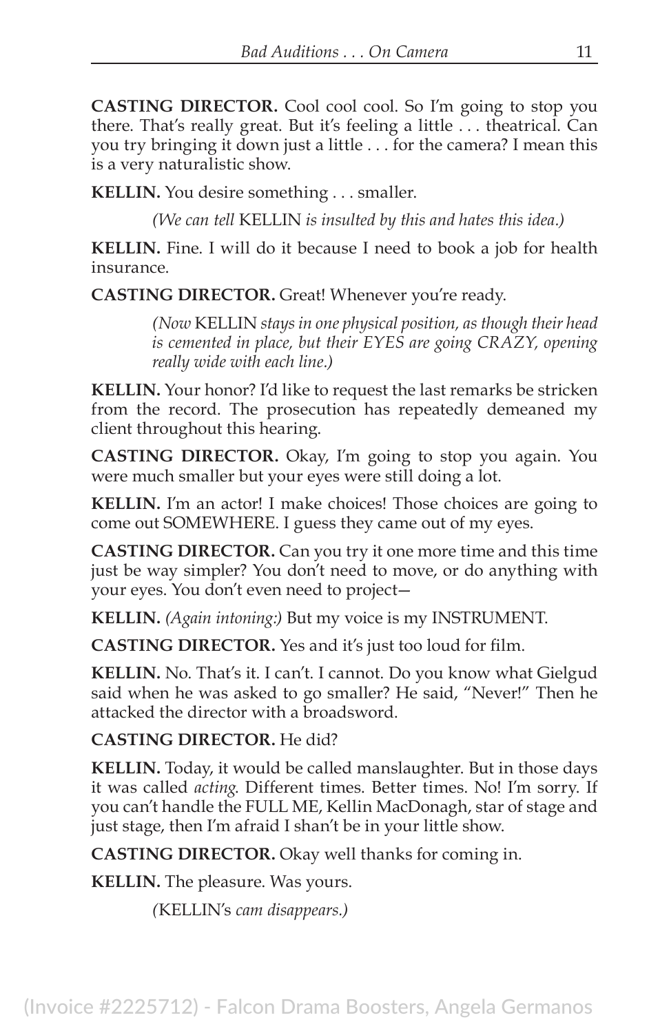**CASTING DIRECTOR.** Cool cool cool. So I'm going to stop you there. That's really great. But it's feeling a little . . . theatrical. Can you try bringing it down just a little . . . for the camera? I mean this is a very naturalistic show.

**KELLIN.** You desire something . . . smaller.

*(We can tell* KELLIN *is insulted by this and hates this idea.)*

**KELLIN.** Fine. I will do it because I need to book a job for health insurance.

**CASTING DIRECTOR.** Great! Whenever you're ready.

*(Now* KELLIN *stays in one physical position, as though their head is cemented in place, but their EYES are going CRAZY, opening really wide with each line.)*

**KELLIN.** Your honor? I'd like to request the last remarks be stricken from the record. The prosecution has repeatedly demeaned my client throughout this hearing.

**CASTING DIRECTOR.** Okay, I'm going to stop you again. You were much smaller but your eyes were still doing a lot.

**KELLIN.** I'm an actor! I make choices! Those choices are going to come out SOMEWHERE. I guess they came out of my eyes.

**CASTING DIRECTOR.** Can you try it one more time and this time just be way simpler? You don't need to move, or do anything with your eyes. You don't even need to project—

**KELLIN.** *(Again intoning:)* But my voice is my INSTRUMENT.

**CASTING DIRECTOR.** Yes and it's just too loud for film.

**KELLIN.** No. That's it. I can't. I cannot. Do you know what Gielgud said when he was asked to go smaller? He said, "Never!" Then he attacked the director with a broadsword.

**CASTING DIRECTOR.** He did?

**KELLIN.** Today, it would be called manslaughter. But in those days it was called *acting.* Different times. Better times. No! I'm sorry. If you can't handle the FULL ME, Kellin MacDonagh, star of stage and just stage, then I'm afraid I shan't be in your little show.

**CASTING DIRECTOR.** Okay well thanks for coming in.

**KELLIN.** The pleasure. Was yours.

*(*KELLIN's *cam disappears.)*

(Invoice #2225712) - Falcon Drama Boosters, Angela Germanos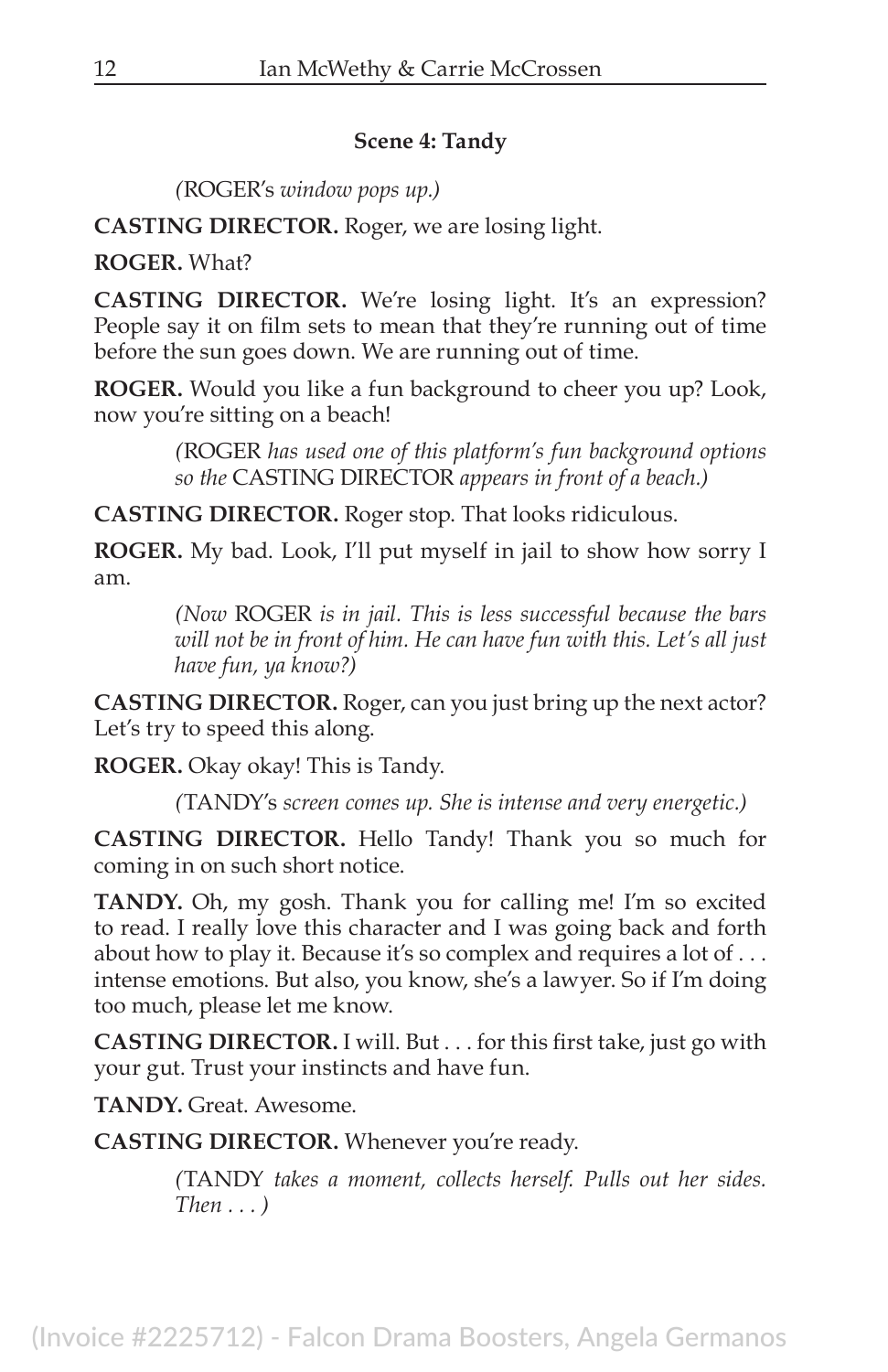### Scene 4: Tandy

*(*ROGER's *window pops up.)*

**CASTING DIRECTOR.** Roger, we are losing light.

**ROGER.** What?

**CASTING DIRECTOR.** We're losing light. It's an expression? People say it on film sets to mean that they're running out of time before the sun goes down. We are running out of time.

**ROGER.** Would you like a fun background to cheer you up? Look, now you're sitting on a beach!

*(*ROGER *has used one of this platform's fun background options so the* CASTING DIRECTOR *appears in front of a beach.)*

**CASTING DIRECTOR.** Roger stop. That looks ridiculous.

**ROGER.** My bad. Look, I'll put myself in jail to show how sorry I am.

*(Now* ROGER *is in jail. This is less successful because the bars will not be in front of him. He can have fun with this. Let's all just have fun, ya know?)*

**CASTING DIRECTOR.** Roger, can you just bring up the next actor? Let's try to speed this along.

**ROGER.** Okay okay! This is Tandy.

*(*TANDY's *screen comes up. She is intense and very energetic.)*

**CASTING DIRECTOR.** Hello Tandy! Thank you so much for coming in on such short notice.

**TANDY.** Oh, my gosh. Thank you for calling me! I'm so excited to read. I really love this character and I was going back and forth about how to play it. Because it's so complex and requires a lot of . . . intense emotions. But also, you know, she's a lawyer. So if I'm doing too much, please let me know.

**CASTING DIRECTOR.** I will. But . . . for this first take, just go with your gut. Trust your instincts and have fun.

**TANDY.** Great. Awesome.

**CASTING DIRECTOR.** Whenever you're ready.

*(*TANDY *takes a moment, collects herself. Pulls out her sides. Then . . . )*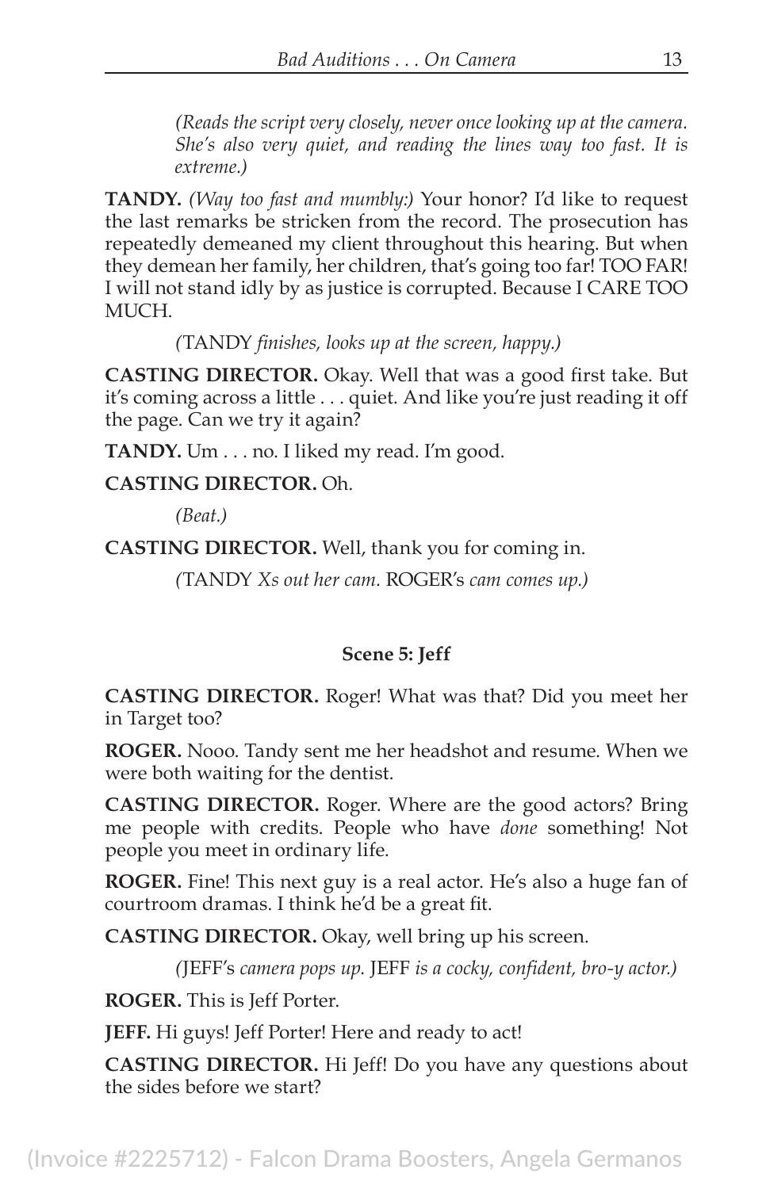*(Reads the script very closely, never once looking up at the camera. She's also very quiet, and reading the lines way too fast. It is extreme.)*

**TANDY.** *(Way too fast and mumbly:)* Your honor? I'd like to request the last remarks be stricken from the record. The prosecution has repeatedly demeaned my client throughout this hearing. But when they demean her family, her children, that's going too far! TOO FAR! I will not stand idly by as justice is corrupted. Because I CARE TOO MUCH.

*(*TANDY *finishes, looks up at the screen, happy.)*

**CASTING DIRECTOR.** Okay. Well that was a good first take. But it's coming across a little . . . quiet. And like you're just reading it off the page. Can we try it again?

**TANDY.** Um . . . no. I liked my read. I'm good.

**CASTING DIRECTOR.** Oh.

*(Beat.)*

**CASTING DIRECTOR.** Well, thank you for coming in.

*(*TANDY *Xs out her cam.* ROGER's *cam comes up.)*

### Scene 5: Jeff

**CASTING DIRECTOR.** Roger! What was that? Did you meet her in Target too?

**ROGER.** Nooo. Tandy sent me her headshot and resume. When we were both waiting for the dentist.

**CASTING DIRECTOR.** Roger. Where are the good actors? Bring me people with credits. People who have *done* something! Not people you meet in ordinary life.

**ROGER.** Fine! This next guy is a real actor. He's also a huge fan of courtroom dramas. I think he'd be a great fit.

**CASTING DIRECTOR.** Okay, well bring up his screen.

*(*JEFF's *camera pops up.* JEFF *is a cocky, confident, bro-y actor.)*

**ROGER.** This is Jeff Porter.

**JEFF.** Hi guys! Jeff Porter! Here and ready to act!

**CASTING DIRECTOR.** Hi Jeff! Do you have any questions about the sides before we start?

(Invoice #2225712) - Falcon Drama Boosters, Angela Germanos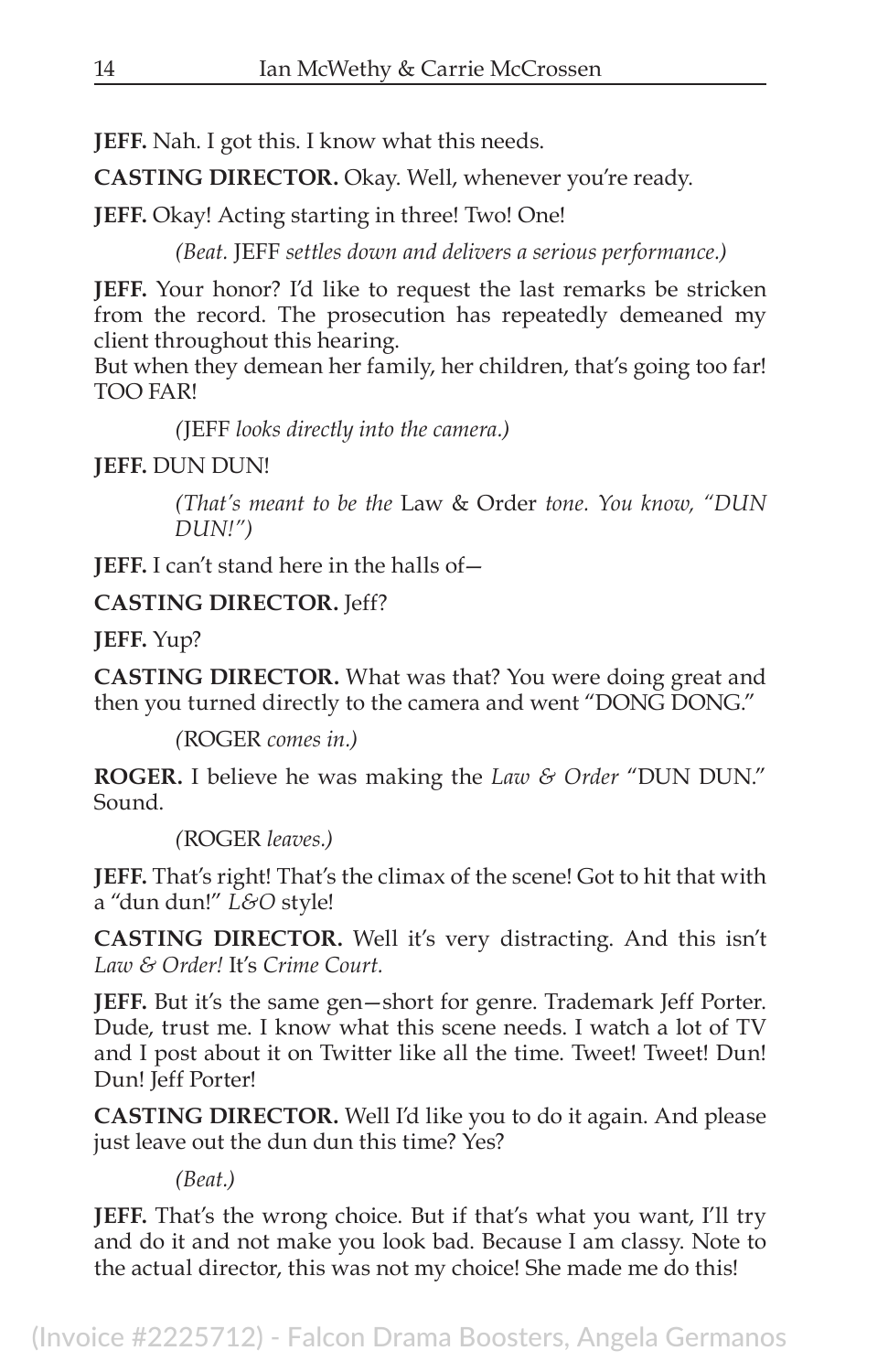**JEFF.** Nah. I got this. I know what this needs.

**CASTING DIRECTOR.** Okay. Well, whenever you're ready.

**JEFF.** Okay! Acting starting in three! Two! One!

*(Beat.* JEFF *settles down and delivers a serious performance.)*

**JEFF.** Your honor? I'd like to request the last remarks be stricken from the record. The prosecution has repeatedly demeaned my client throughout this hearing.
But when they demean her family, her children, that's going too far! TOO FAR!

*(*JEFF *looks directly into the camera.)*

**JEFF.** DUN DUN!

*(That's meant to be the* Law & Order *tone. You know, "DUN DUN!")*

**JEFF.** I can't stand here in the halls of—

**CASTING DIRECTOR.** Jeff?

**JEFF.** Yup?

**CASTING DIRECTOR.** What was that? You were doing great and then you turned directly to the camera and went "DONG DONG."

*(*ROGER *comes in.)*

**ROGER.** I believe he was making the *Law & Order* "DUN DUN." Sound.

*(*ROGER *leaves.)*

**JEFF.** That's right! That's the climax of the scene! Got to hit that with a "dun dun!" *L&O* style!

**CASTING DIRECTOR.** Well it's very distracting. And this isn't *Law & Order!* It's *Crime Court.*

**JEFF.** But it's the same gen—short for genre. Trademark Jeff Porter. Dude, trust me. I know what this scene needs. I watch a lot of TV and I post about it on Twitter like all the time. Tweet! Tweet! Dun! Dun! Jeff Porter!

**CASTING DIRECTOR.** Well I'd like you to do it again. And please just leave out the dun dun this time? Yes?

*(Beat.)*

**JEFF.** That's the wrong choice. But if that's what you want, I'll try and do it and not make you look bad. Because I am classy. Note to the actual director, this was not my choice! She made me do this!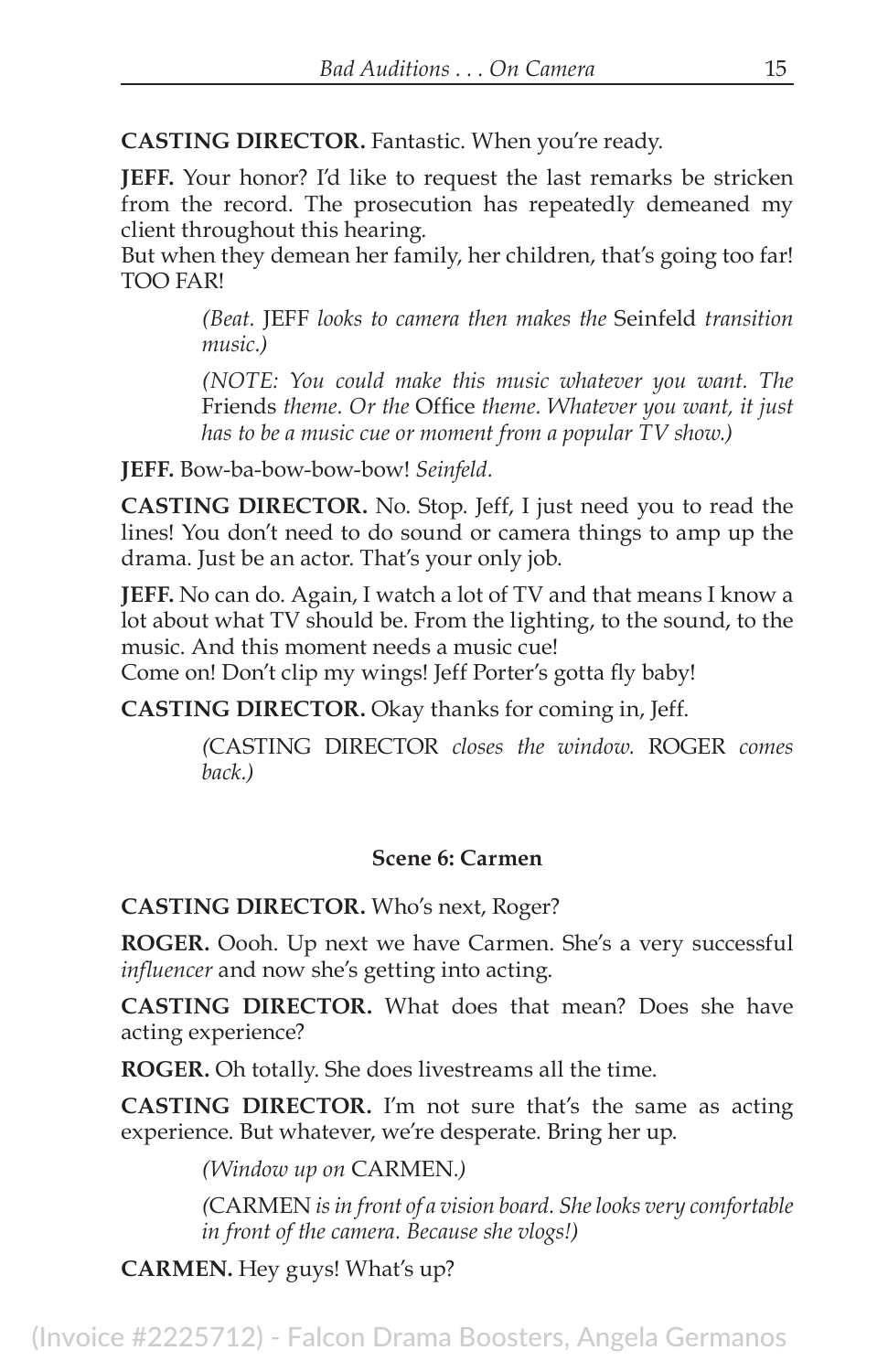**CASTING DIRECTOR.** Fantastic. When you're ready.

**JEFF.** Your honor? I'd like to request the last remarks be stricken from the record. The prosecution has repeatedly demeaned my client throughout this hearing.
But when they demean her family, her children, that's going too far! TOO FAR!

> *(Beat.* JEFF *looks to camera then makes the* Seinfeld *transition music.)*

> *(NOTE: You could make this music whatever you want. The* Friends *theme. Or the* Office *theme. Whatever you want, it just has to be a music cue or moment from a popular TV show.)*

**JEFF.** Bow-ba-bow-bow-bow! *Seinfeld.*

**CASTING DIRECTOR.** No. Stop. Jeff, I just need you to read the lines! You don't need to do sound or camera things to amp up the drama. Just be an actor. That's your only job.

**JEFF.** No can do. Again, I watch a lot of TV and that means I know a lot about what TV should be. From the lighting, to the sound, to the music. And this moment needs a music cue!
Come on! Don't clip my wings! Jeff Porter's gotta fly baby!

**CASTING DIRECTOR.** Okay thanks for coming in, Jeff.

> *(*CASTING DIRECTOR *closes the window.* ROGER *comes back.)*

#### Scene 6: Carmen

**CASTING DIRECTOR.** Who's next, Roger?

**ROGER.** Oooh. Up next we have Carmen. She's a very successful *influencer* and now she's getting into acting.

**CASTING DIRECTOR.** What does that mean? Does she have acting experience?

**ROGER.** Oh totally. She does livestreams all the time.

**CASTING DIRECTOR.** I'm not sure that's the same as acting experience. But whatever, we're desperate. Bring her up.

> *(Window up on* CARMEN.*)*

> *(*CARMEN *is in front of a vision board. She looks very comfortable in front of the camera. Because she vlogs!)*

**CARMEN.** Hey guys! What's up?

(Invoice #2225712) - Falcon Drama Boosters, Angela Germanos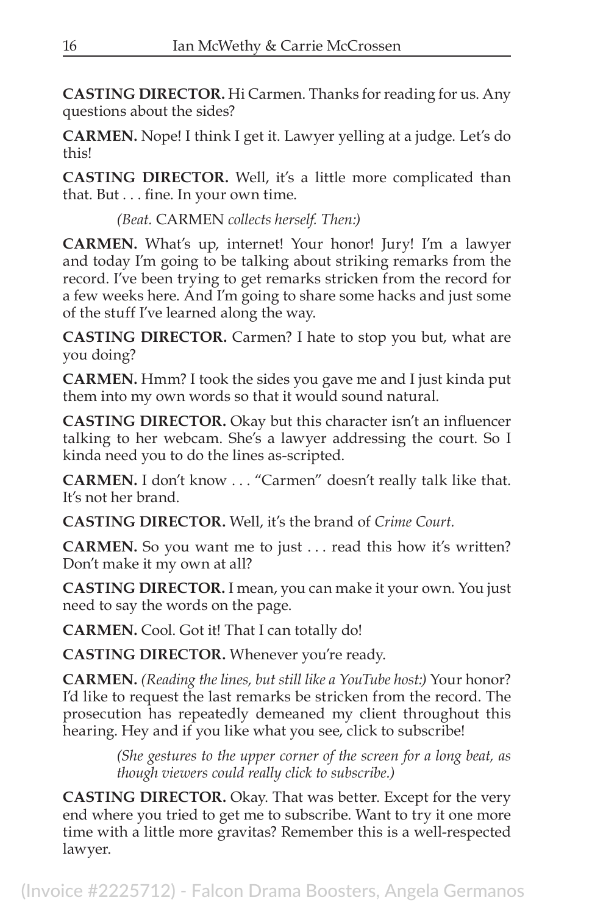**CASTING DIRECTOR.** Hi Carmen. Thanks for reading for us. Any questions about the sides?

**CARMEN.** Nope! I think I get it. Lawyer yelling at a judge. Let's do this!

**CASTING DIRECTOR.** Well, it's a little more complicated than that. But . . . fine. In your own time.

*(Beat.* CARMEN *collects herself. Then:)*

**CARMEN.** What's up, internet! Your honor! Jury! I'm a lawyer and today I'm going to be talking about striking remarks from the record. I've been trying to get remarks stricken from the record for a few weeks here. And I'm going to share some hacks and just some of the stuff I've learned along the way.

**CASTING DIRECTOR.** Carmen? I hate to stop you but, what are you doing?

**CARMEN.** Hmm? I took the sides you gave me and I just kinda put them into my own words so that it would sound natural.

**CASTING DIRECTOR.** Okay but this character isn't an influencer talking to her webcam. She's a lawyer addressing the court. So I kinda need you to do the lines as-scripted.

**CARMEN.** I don't know . . . "Carmen" doesn't really talk like that. It's not her brand.

**CASTING DIRECTOR.** Well, it's the brand of *Crime Court.*

**CARMEN.** So you want me to just . . . read this how it's written? Don't make it my own at all?

**CASTING DIRECTOR.** I mean, you can make it your own. You just need to say the words on the page.

**CARMEN.** Cool. Got it! That I can totally do!

**CASTING DIRECTOR.** Whenever you're ready.

**CARMEN.** *(Reading the lines, but still like a YouTube host:)* Your honor? I'd like to request the last remarks be stricken from the record. The prosecution has repeatedly demeaned my client throughout this hearing. Hey and if you like what you see, click to subscribe!

*(She gestures to the upper corner of the screen for a long beat, as though viewers could really click to subscribe.)*

**CASTING DIRECTOR.** Okay. That was better. Except for the very end where you tried to get me to subscribe. Want to try it one more time with a little more gravitas? Remember this is a well-respected lawyer.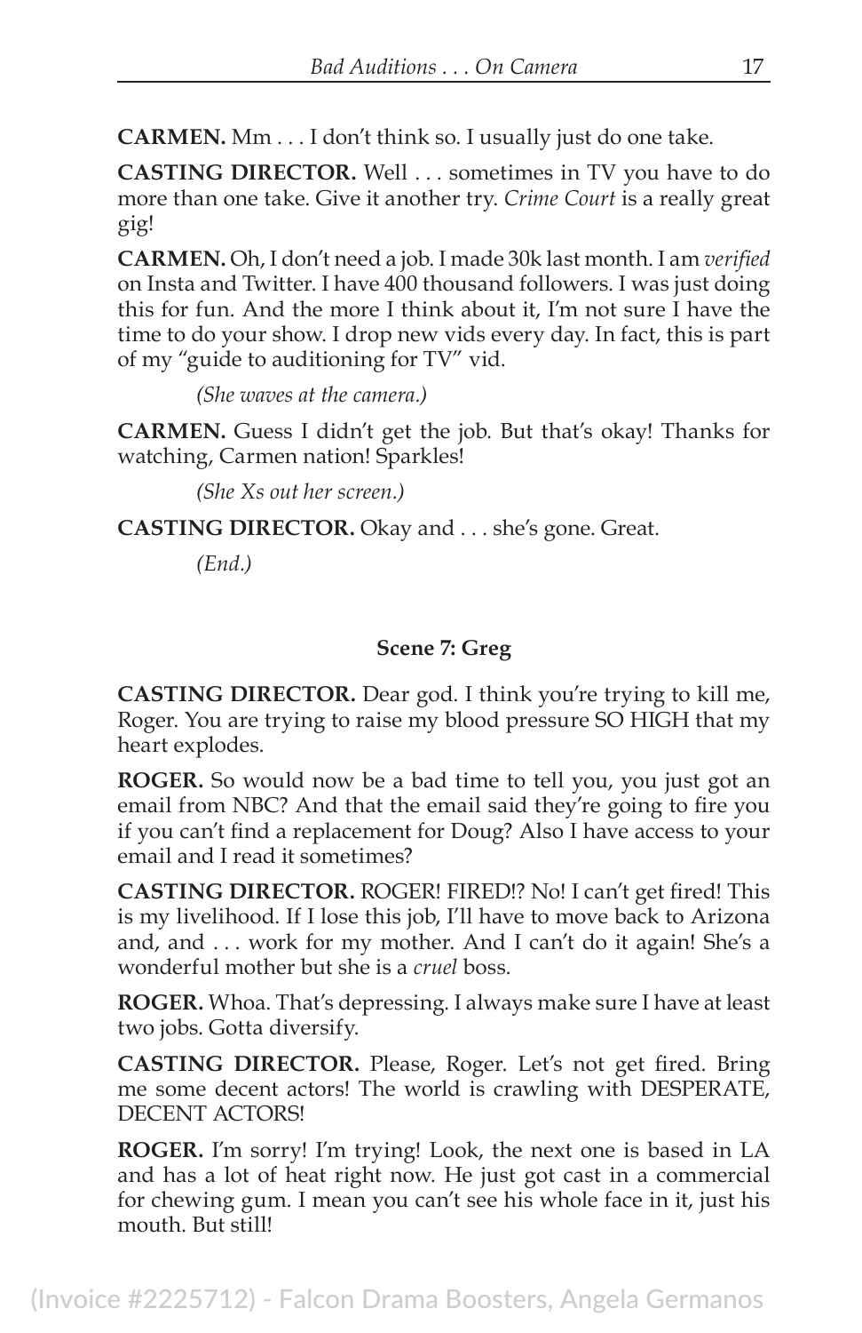**CARMEN.** Mm . . . I don't think so. I usually just do one take.

**CASTING DIRECTOR.** Well . . . sometimes in TV you have to do more than one take. Give it another try. *Crime Court* is a really great gig!

**CARMEN.** Oh, I don't need a job. I made 30k last month. I am *verified* on Insta and Twitter. I have 400 thousand followers. I was just doing this for fun. And the more I think about it, I'm not sure I have the time to do your show. I drop new vids every day. In fact, this is part of my "guide to auditioning for TV" vid.

*(She waves at the camera.)*

**CARMEN.** Guess I didn't get the job. But that's okay! Thanks for watching, Carmen nation! Sparkles!

*(She Xs out her screen.)*

**CASTING DIRECTOR.** Okay and . . . she's gone. Great.

*(End.)*

### Scene 7: Greg

**CASTING DIRECTOR.** Dear god. I think you're trying to kill me, Roger. You are trying to raise my blood pressure SO HIGH that my heart explodes.

**ROGER.** So would now be a bad time to tell you, you just got an email from NBC? And that the email said they're going to fire you if you can't find a replacement for Doug? Also I have access to your email and I read it sometimes?

**CASTING DIRECTOR.** ROGER! FIRED!? No! I can't get fired! This is my livelihood. If I lose this job, I'll have to move back to Arizona and, and . . . work for my mother. And I can't do it again! She's a wonderful mother but she is a *cruel* boss.

**ROGER.** Whoa. That's depressing. I always make sure I have at least two jobs. Gotta diversify.

**CASTING DIRECTOR.** Please, Roger. Let's not get fired. Bring me some decent actors! The world is crawling with DESPERATE, DECENT ACTORS!

**ROGER.** I'm sorry! I'm trying! Look, the next one is based in LA and has a lot of heat right now. He just got cast in a commercial for chewing gum. I mean you can't see his whole face in it, just his mouth. But still!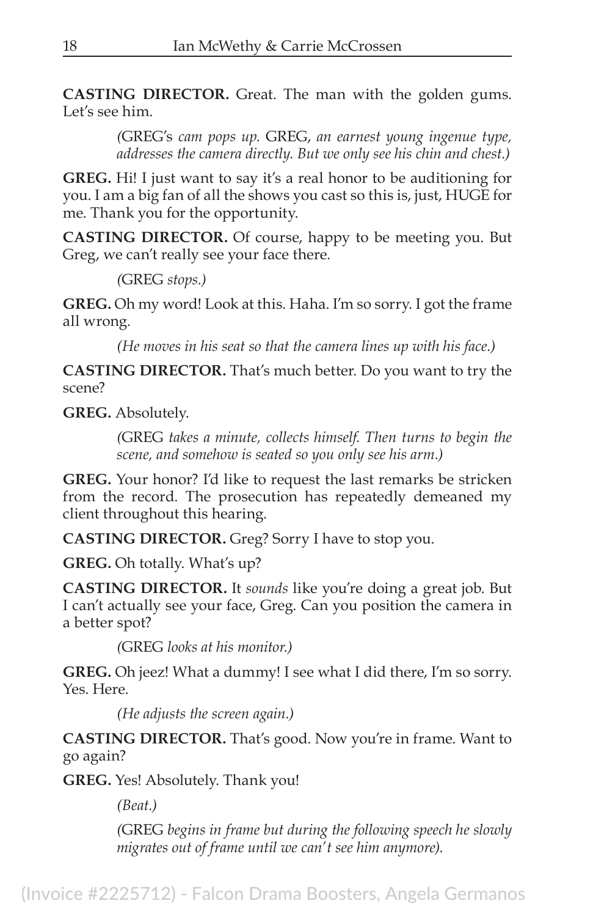**CASTING DIRECTOR.** Great. The man with the golden gums. Let's see him.

> *(*GREG's *cam pops up.* GREG, *an earnest young ingenue type, addresses the camera directly. But we only see his chin and chest.)*

**GREG.** Hi! I just want to say it's a real honor to be auditioning for you. I am a big fan of all the shows you cast so this is, just, HUGE for me. Thank you for the opportunity.

**CASTING DIRECTOR.** Of course, happy to be meeting you. But Greg, we can't really see your face there.

> *(*GREG *stops.)*

**GREG.** Oh my word! Look at this. Haha. I'm so sorry. I got the frame all wrong.

> *(He moves in his seat so that the camera lines up with his face.)*

**CASTING DIRECTOR.** That's much better. Do you want to try the scene?

**GREG.** Absolutely.

> *(*GREG *takes a minute, collects himself. Then turns to begin the scene, and somehow is seated so you only see his arm.)*

**GREG.** Your honor? I'd like to request the last remarks be stricken from the record. The prosecution has repeatedly demeaned my client throughout this hearing.

**CASTING DIRECTOR.** Greg? Sorry I have to stop you.

**GREG.** Oh totally. What's up?

**CASTING DIRECTOR.** It *sounds* like you're doing a great job. But I can't actually see your face, Greg. Can you position the camera in a better spot?

> *(*GREG *looks at his monitor.)*

**GREG.** Oh jeez! What a dummy! I see what I did there, I'm so sorry. Yes. Here.

> *(He adjusts the screen again.)*

**CASTING DIRECTOR.** That's good. Now you're in frame. Want to go again?

**GREG.** Yes! Absolutely. Thank you!

> *(Beat.)*

> *(*GREG *begins in frame but during the following speech he slowly migrates out of frame until we can't see him anymore).*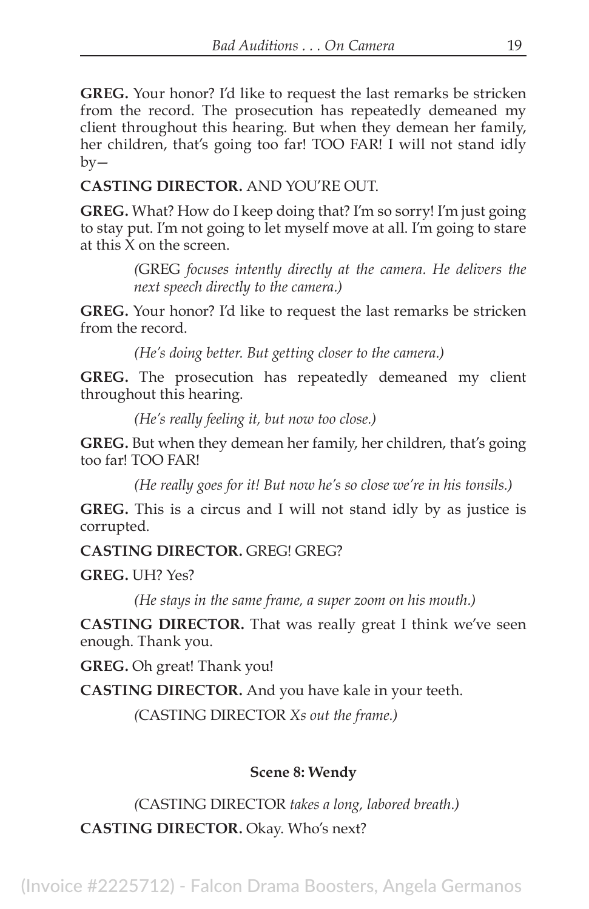**GREG.** Your honor? I'd like to request the last remarks be stricken from the record. The prosecution has repeatedly demeaned my client throughout this hearing. But when they demean her family, her children, that's going too far! TOO FAR! I will not stand idly by—

**CASTING DIRECTOR.** AND YOU'RE OUT.

**GREG.** What? How do I keep doing that? I'm so sorry! I'm just going to stay put. I'm not going to let myself move at all. I'm going to stare at this X on the screen.

*(*GREG *focuses intently directly at the camera. He delivers the next speech directly to the camera.)*

**GREG.** Your honor? I'd like to request the last remarks be stricken from the record.

*(He's doing better. But getting closer to the camera.)*

**GREG.** The prosecution has repeatedly demeaned my client throughout this hearing.

*(He's really feeling it, but now too close.)*

**GREG.** But when they demean her family, her children, that's going too far! TOO FAR!

*(He really goes for it! But now he's so close we're in his tonsils.)*

**GREG.** This is a circus and I will not stand idly by as justice is corrupted.

**CASTING DIRECTOR.** GREG! GREG?

**GREG.** UH? Yes?

*(He stays in the same frame, a super zoom on his mouth.)*

**CASTING DIRECTOR.** That was really great I think we've seen enough. Thank you.

**GREG.** Oh great! Thank you!

**CASTING DIRECTOR.** And you have kale in your teeth.

*(*CASTING DIRECTOR *Xs out the frame.)*

### Scene 8: Wendy

*(*CASTING DIRECTOR *takes a long, labored breath.)*

**CASTING DIRECTOR.** Okay. Who's next?

(Invoice #2225712) - Falcon Drama Boosters, Angela Germanos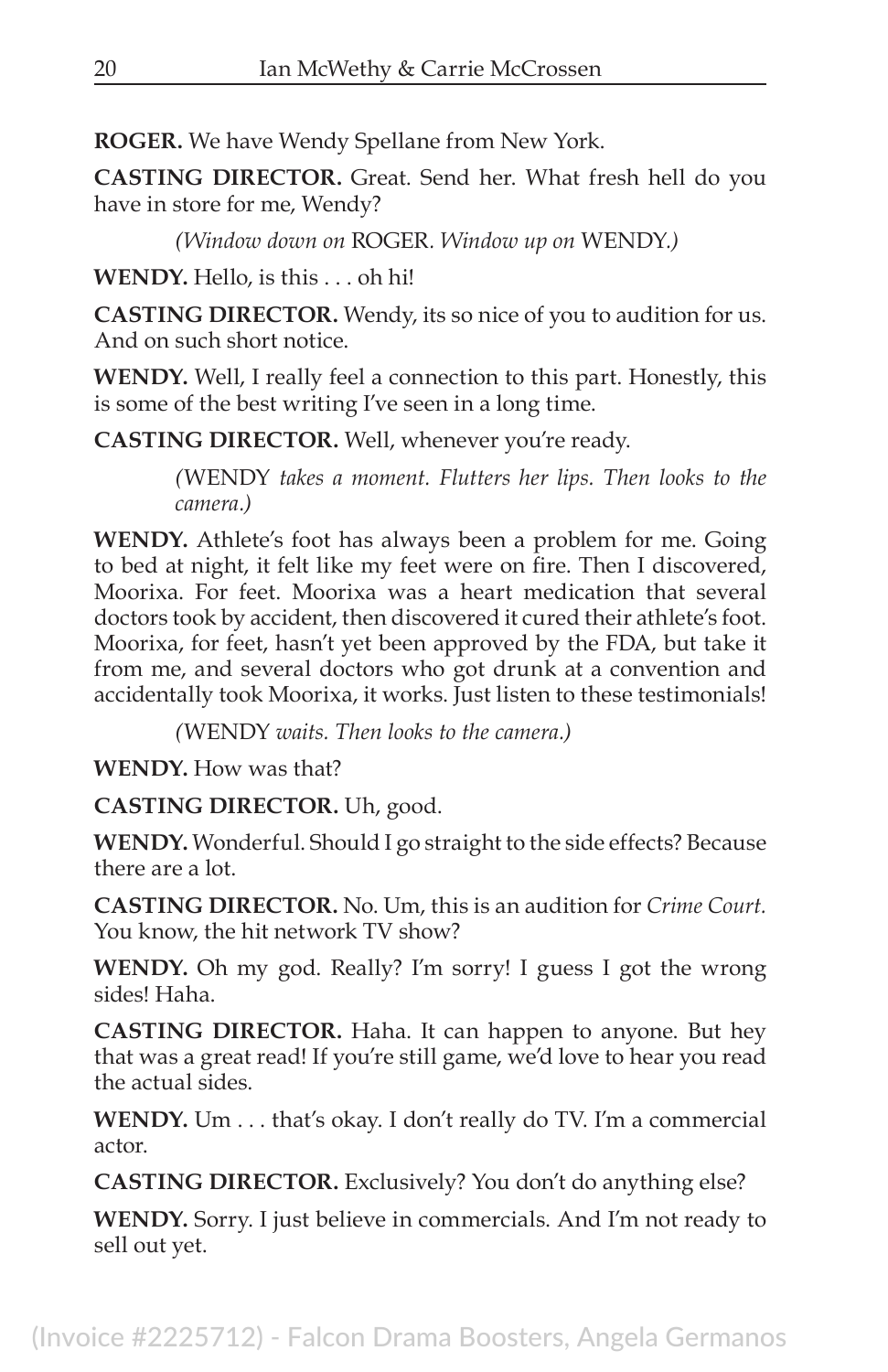**ROGER.** We have Wendy Spellane from New York.

**CASTING DIRECTOR.** Great. Send her. What fresh hell do you have in store for me, Wendy?

*(Window down on* ROGER*. Window up on* WENDY*.)*

**WENDY.** Hello, is this . . . oh hi!

**CASTING DIRECTOR.** Wendy, its so nice of you to audition for us. And on such short notice.

**WENDY.** Well, I really feel a connection to this part. Honestly, this is some of the best writing I've seen in a long time.

**CASTING DIRECTOR.** Well, whenever you're ready.

*(*WENDY *takes a moment. Flutters her lips. Then looks to the camera.)*

**WENDY.** Athlete's foot has always been a problem for me. Going to bed at night, it felt like my feet were on fire. Then I discovered, Moorixa. For feet. Moorixa was a heart medication that several doctors took by accident, then discovered it cured their athlete's foot. Moorixa, for feet, hasn't yet been approved by the FDA, but take it from me, and several doctors who got drunk at a convention and accidentally took Moorixa, it works. Just listen to these testimonials!

*(*WENDY *waits. Then looks to the camera.)*

**WENDY.** How was that?

**CASTING DIRECTOR.** Uh, good.

**WENDY.** Wonderful. Should I go straight to the side effects? Because there are a lot.

**CASTING DIRECTOR.** No. Um, this is an audition for *Crime Court.* You know, the hit network TV show?

**WENDY.** Oh my god. Really? I'm sorry! I guess I got the wrong sides! Haha.

**CASTING DIRECTOR.** Haha. It can happen to anyone. But hey that was a great read! If you're still game, we'd love to hear you read the actual sides.

**WENDY.** Um . . . that's okay. I don't really do TV. I'm a commercial actor.

**CASTING DIRECTOR.** Exclusively? You don't do anything else?

**WENDY.** Sorry. I just believe in commercials. And I'm not ready to sell out yet.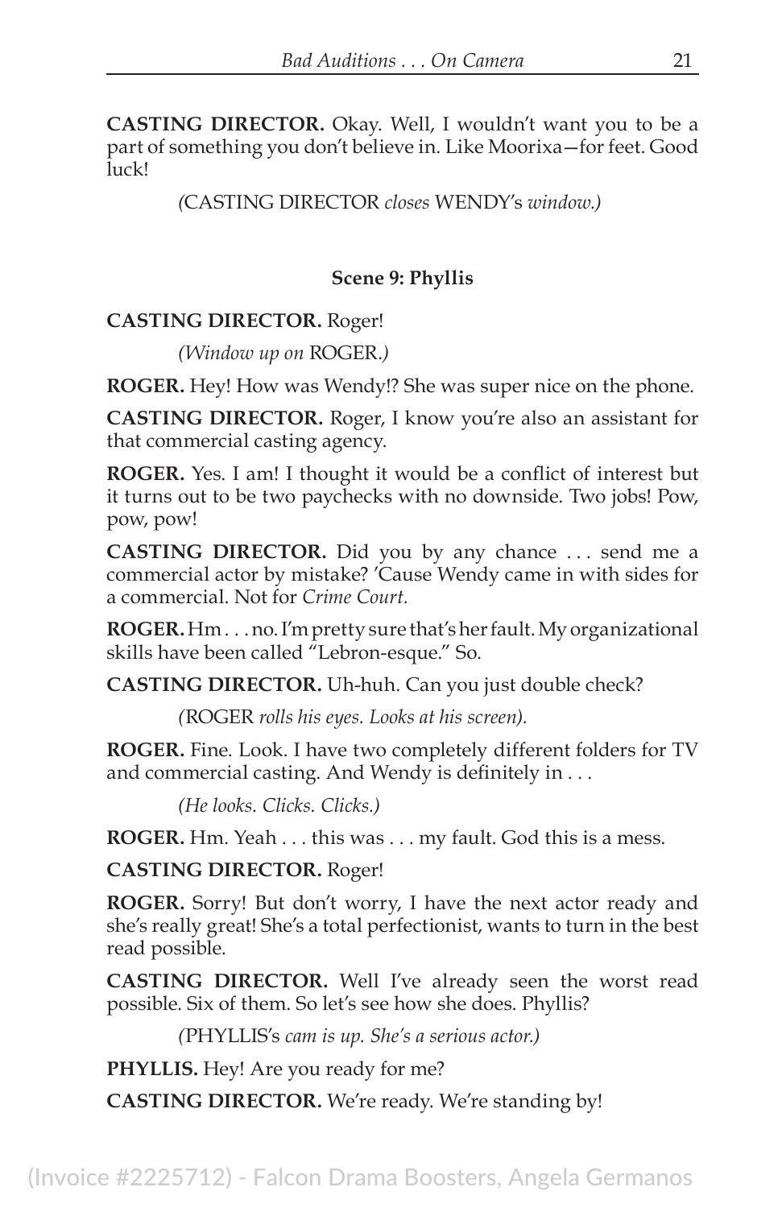**CASTING DIRECTOR.** Okay. Well, I wouldn't want you to be a part of something you don't believe in. Like Moorixa—for feet. Good luck!

*(*CASTING DIRECTOR *closes* WENDY's *window.)*

**Scene 9: Phyllis**

**CASTING DIRECTOR.** Roger!

*(Window up on* ROGER*.)*

**ROGER.** Hey! How was Wendy!? She was super nice on the phone.

**CASTING DIRECTOR.** Roger, I know you're also an assistant for that commercial casting agency.

**ROGER.** Yes. I am! I thought it would be a conflict of interest but it turns out to be two paychecks with no downside. Two jobs! Pow, pow, pow!

**CASTING DIRECTOR.** Did you by any chance . . . send me a commercial actor by mistake? 'Cause Wendy came in with sides for a commercial. Not for *Crime Court.*

**ROGER.** Hm . . . no. I'm pretty sure that's her fault. My organizational skills have been called "Lebron-esque." So.

**CASTING DIRECTOR.** Uh-huh. Can you just double check?

*(*ROGER *rolls his eyes. Looks at his screen).*

**ROGER.** Fine. Look. I have two completely different folders for TV and commercial casting. And Wendy is definitely in . . .

*(He looks. Clicks. Clicks.)*

**ROGER.** Hm. Yeah . . . this was . . . my fault. God this is a mess.

**CASTING DIRECTOR.** Roger!

**ROGER.** Sorry! But don't worry, I have the next actor ready and she's really great! She's a total perfectionist, wants to turn in the best read possible.

**CASTING DIRECTOR.** Well I've already seen the worst read possible. Six of them. So let's see how she does. Phyllis?

*(*PHYLLIS's *cam is up. She's a serious actor.)*

**PHYLLIS.** Hey! Are you ready for me?

**CASTING DIRECTOR.** We're ready. We're standing by!

(Invoice #2225712) - Falcon Drama Boosters, Angela Germanos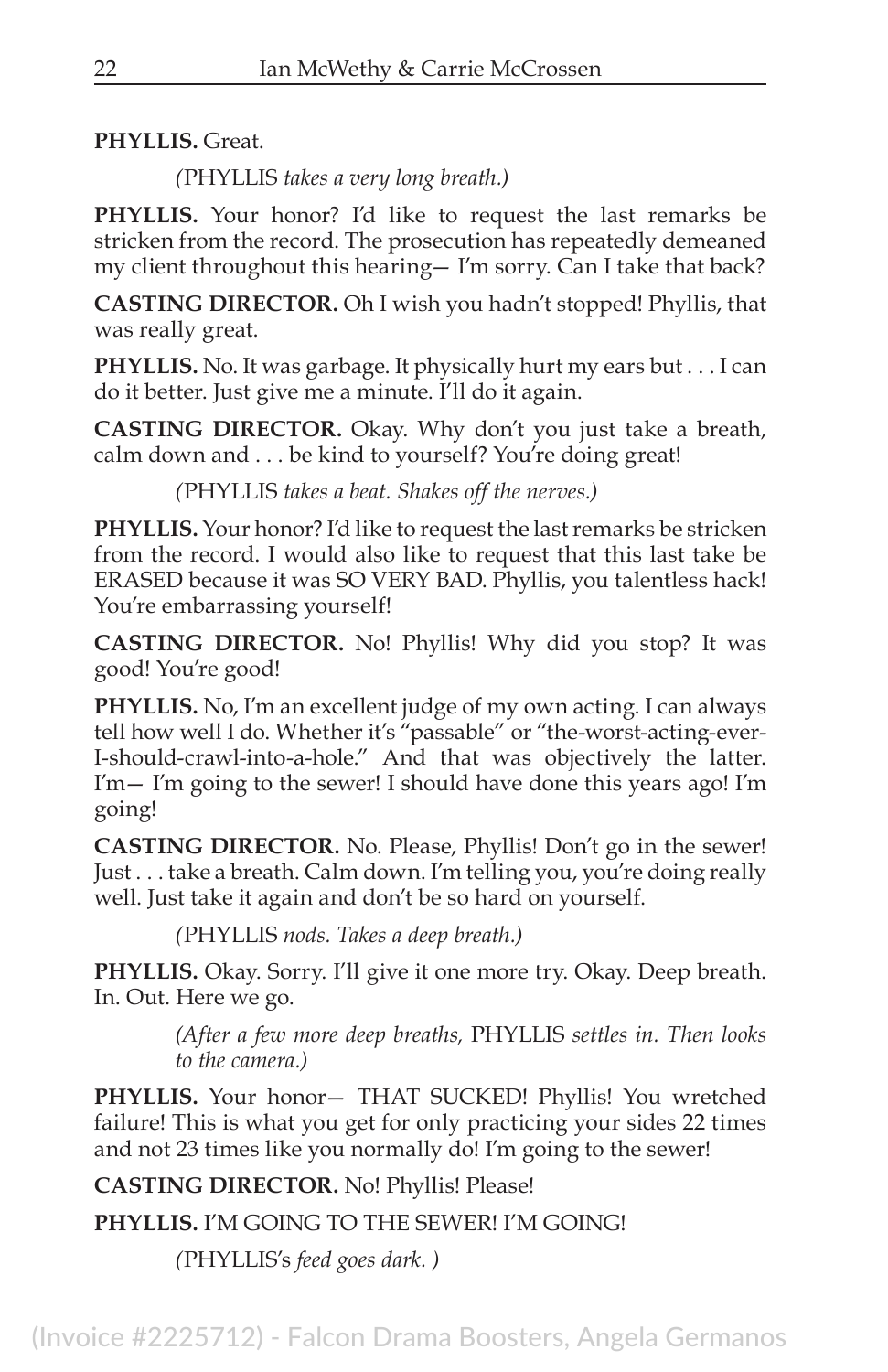**PHYLLIS.** Great.

*(*PHYLLIS *takes a very long breath.)*

**PHYLLIS.** Your honor? I'd like to request the last remarks be stricken from the record. The prosecution has repeatedly demeaned my client throughout this hearing— I'm sorry. Can I take that back?

**CASTING DIRECTOR.** Oh I wish you hadn't stopped! Phyllis, that was really great.

**PHYLLIS.** No. It was garbage. It physically hurt my ears but . . . I can do it better. Just give me a minute. I'll do it again.

**CASTING DIRECTOR.** Okay. Why don't you just take a breath, calm down and . . . be kind to yourself? You're doing great!

*(*PHYLLIS *takes a beat. Shakes off the nerves.)*

**PHYLLIS.** Your honor? I'd like to request the last remarks be stricken from the record. I would also like to request that this last take be ERASED because it was SO VERY BAD. Phyllis, you talentless hack! You're embarrassing yourself!

**CASTING DIRECTOR.** No! Phyllis! Why did you stop? It was good! You're good!

**PHYLLIS.** No, I'm an excellent judge of my own acting. I can always tell how well I do. Whether it's "passable" or "the-worst-acting-ever-I-should-crawl-into-a-hole." And that was objectively the latter. I'm— I'm going to the sewer! I should have done this years ago! I'm going!

**CASTING DIRECTOR.** No. Please, Phyllis! Don't go in the sewer! Just . . . take a breath. Calm down. I'm telling you, you're doing really well. Just take it again and don't be so hard on yourself.

*(*PHYLLIS *nods. Takes a deep breath.)*

**PHYLLIS.** Okay. Sorry. I'll give it one more try. Okay. Deep breath. In. Out. Here we go.

*(After a few more deep breaths,* PHYLLIS *settles in. Then looks to the camera.)*

**PHYLLIS.** Your honor— THAT SUCKED! Phyllis! You wretched failure! This is what you get for only practicing your sides 22 times and not 23 times like you normally do! I'm going to the sewer!

**CASTING DIRECTOR.** No! Phyllis! Please!

**PHYLLIS.** I'M GOING TO THE SEWER! I'M GOING!

*(*PHYLLIS's *feed goes dark. )*

(Invoice #2225712) - Falcon Drama Boosters, Angela Germanos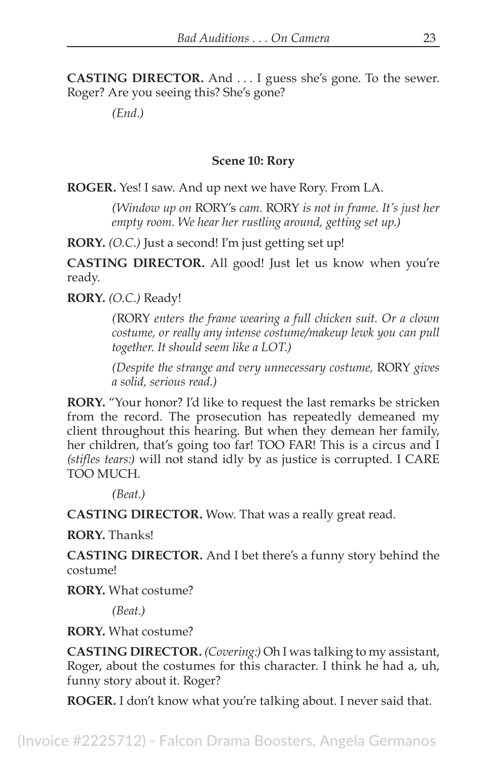**CASTING DIRECTOR.** And . . . I guess she's gone. To the sewer. Roger? Are you seeing this? She's gone?

*(End.)*

### Scene 10: Rory

**ROGER.** Yes! I saw. And up next we have Rory. From LA.

*(Window up on* RORY*'s cam.* RORY *is not in frame. It's just her empty room. We hear her rustling around, getting set up.)*

**RORY.** *(O.C.)* Just a second! I'm just getting set up!

**CASTING DIRECTOR.** All good! Just let us know when you're ready.

**RORY.** *(O.C.)* Ready!

*(*RORY *enters the frame wearing a full chicken suit. Or a clown costume, or really any intense costume/makeup lewk you can pull together. It should seem like a LOT.)*

*(Despite the strange and very unnecessary costume,* RORY *gives a solid, serious read.)*

**RORY.** "Your honor? I'd like to request the last remarks be stricken from the record. The prosecution has repeatedly demeaned my client throughout this hearing. But when they demean her family, her children, that's going too far! TOO FAR! This is a circus and I *(stifles tears:)* will not stand idly by as justice is corrupted. I CARE TOO MUCH.

*(Beat.)*

**CASTING DIRECTOR.** Wow. That was a really great read.

**RORY.** Thanks!

**CASTING DIRECTOR.** And I bet there's a funny story behind the costume!

**RORY.** What costume?

*(Beat.)*

**RORY.** What costume?

**CASTING DIRECTOR.** *(Covering:)* Oh I was talking to my assistant, Roger, about the costumes for this character. I think he had a, uh, funny story about it. Roger?

**ROGER.** I don't know what you're talking about. I never said that.

(Invoice #2225712) - Falcon Drama Boosters, Angela Germanos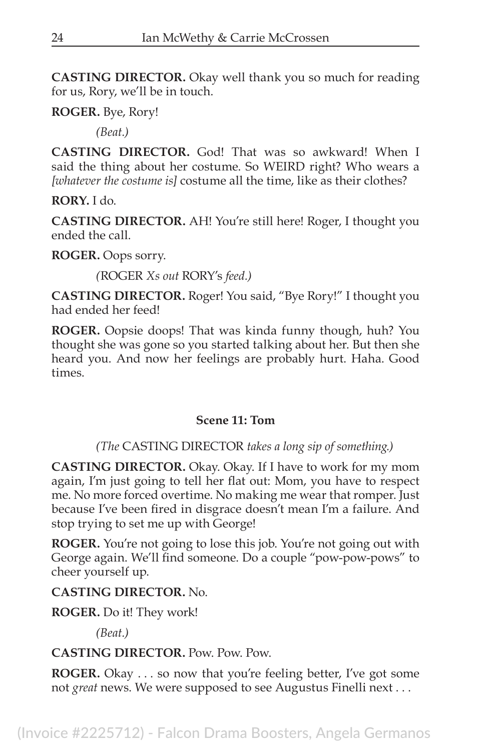**CASTING DIRECTOR.** Okay well thank you so much for reading for us, Rory, we'll be in touch.

**ROGER.** Bye, Rory!

*(Beat.)*

**CASTING DIRECTOR.** God! That was so awkward! When I said the thing about her costume. So WEIRD right? Who wears a *[whatever the costume is]* costume all the time, like as their clothes?

**RORY.** I do.

**CASTING DIRECTOR.** AH! You're still here! Roger, I thought you ended the call.

**ROGER.** Oops sorry.

*(*ROGER *Xs out* RORY's *feed.)*

**CASTING DIRECTOR.** Roger! You said, "Bye Rory!" I thought you had ended her feed!

**ROGER.** Oopsie doops! That was kinda funny though, huh? You thought she was gone so you started talking about her. But then she heard you. And now her feelings are probably hurt. Haha. Good times.

### Scene 11: Tom

*(The* CASTING DIRECTOR *takes a long sip of something.)*

**CASTING DIRECTOR.** Okay. Okay. If I have to work for my mom again, I'm just going to tell her flat out: Mom, you have to respect me. No more forced overtime. No making me wear that romper. Just because I've been fired in disgrace doesn't mean I'm a failure. And stop trying to set me up with George!

**ROGER.** You're not going to lose this job. You're not going out with George again. We'll find someone. Do a couple "pow-pow-pows" to cheer yourself up.

**CASTING DIRECTOR.** No.

**ROGER.** Do it! They work!

*(Beat.)*

**CASTING DIRECTOR.** Pow. Pow. Pow.

**ROGER.** Okay . . . so now that you're feeling better, I've got some not *great* news. We were supposed to see Augustus Finelli next . . .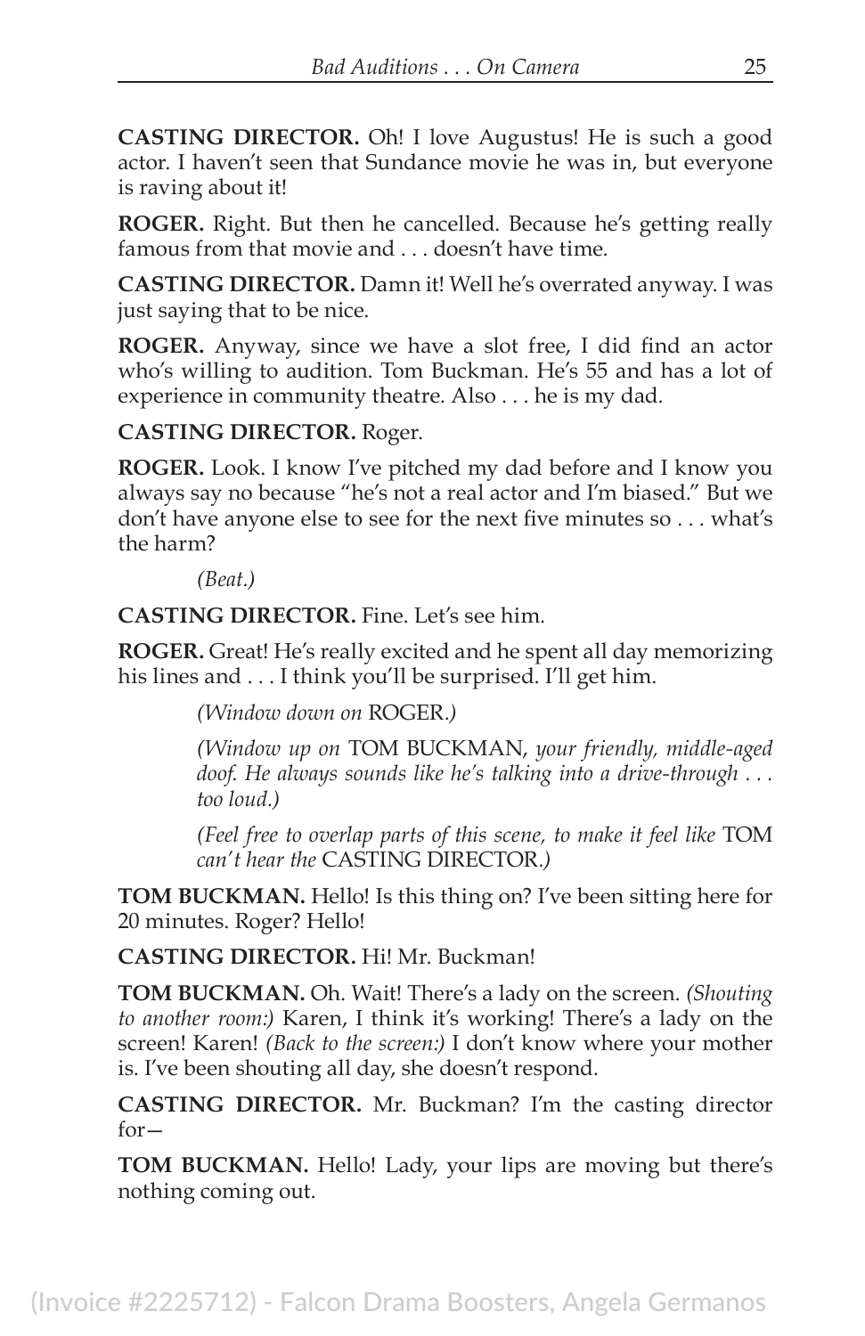**CASTING DIRECTOR.** Oh! I love Augustus! He is such a good actor. I haven't seen that Sundance movie he was in, but everyone is raving about it!

**ROGER.** Right. But then he cancelled. Because he's getting really famous from that movie and . . . doesn't have time.

**CASTING DIRECTOR.** Damn it! Well he's overrated anyway. I was just saying that to be nice.

**ROGER.** Anyway, since we have a slot free, I did find an actor who's willing to audition. Tom Buckman. He's 55 and has a lot of experience in community theatre. Also . . . he is my dad.

**CASTING DIRECTOR.** Roger.

**ROGER.** Look. I know I've pitched my dad before and I know you always say no because "he's not a real actor and I'm biased." But we don't have anyone else to see for the next five minutes so . . . what's the harm?

*(Beat.)*

**CASTING DIRECTOR.** Fine. Let's see him.

**ROGER.** Great! He's really excited and he spent all day memorizing his lines and . . . I think you'll be surprised. I'll get him.

*(Window down on* ROGER*.)*

*(Window up on* TOM BUCKMAN*, your friendly, middle-aged doof. He always sounds like he's talking into a drive-through . . . too loud.)*

*(Feel free to overlap parts of this scene, to make it feel like* TOM *can't hear the* CASTING DIRECTOR*.)*

**TOM BUCKMAN.** Hello! Is this thing on? I've been sitting here for 20 minutes. Roger? Hello!

**CASTING DIRECTOR.** Hi! Mr. Buckman!

**TOM BUCKMAN.** Oh. Wait! There's a lady on the screen. *(Shouting to another room:)* Karen, I think it's working! There's a lady on the screen! Karen! *(Back to the screen:)* I don't know where your mother is. I've been shouting all day, she doesn't respond.

**CASTING DIRECTOR.** Mr. Buckman? I'm the casting director for—

**TOM BUCKMAN.** Hello! Lady, your lips are moving but there's nothing coming out.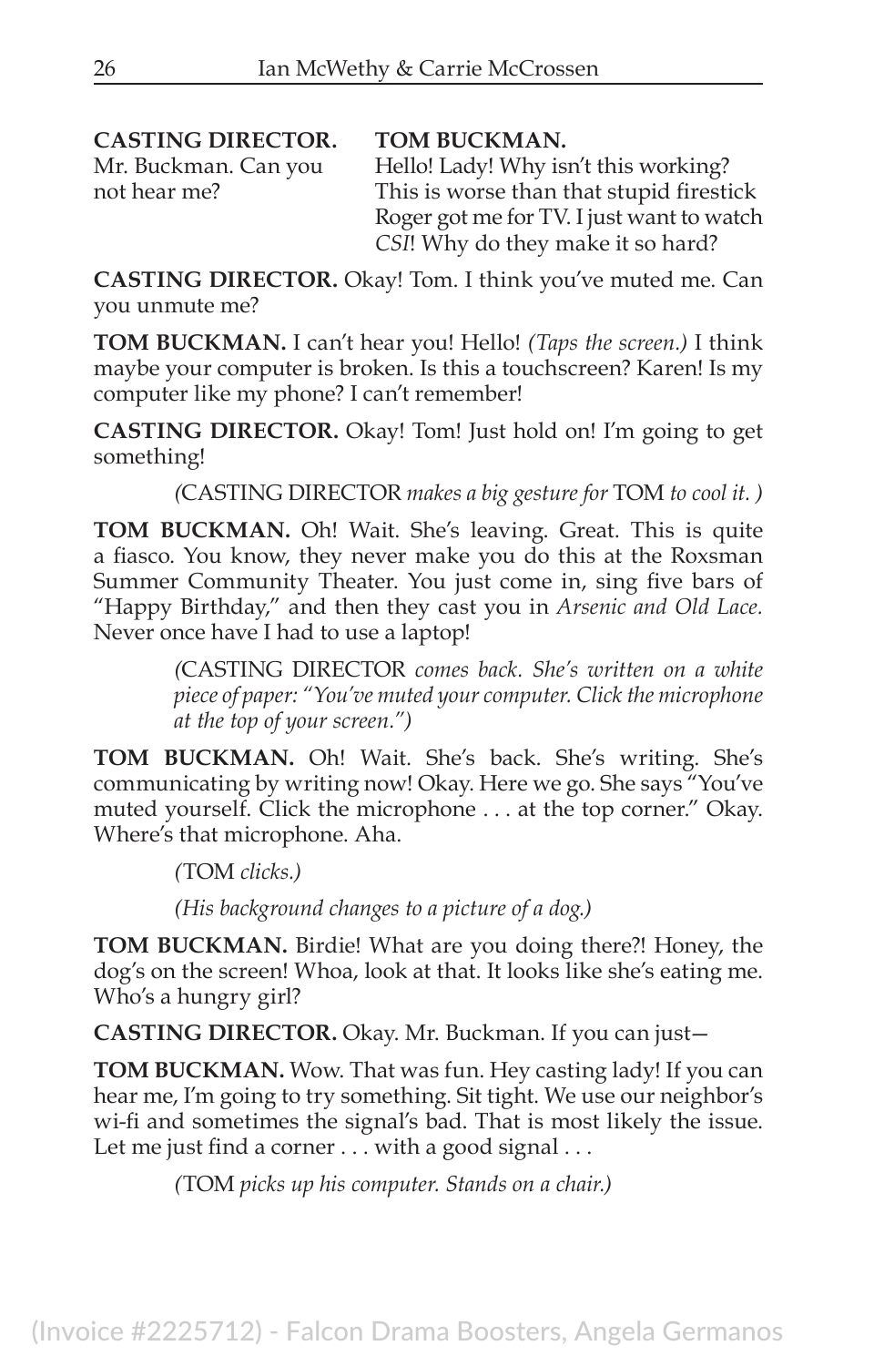**CASTING DIRECTOR.** Mr. Buckman. Can you not hear me?

**TOM BUCKMAN.** Hello! Lady! Why isn't this working? This is worse than that stupid firestick Roger got me for TV. I just want to watch *CSI*! Why do they make it so hard?

**CASTING DIRECTOR.** Okay! Tom. I think you've muted me. Can you unmute me?

**TOM BUCKMAN.** I can't hear you! Hello! *(Taps the screen.)* I think maybe your computer is broken. Is this a touchscreen? Karen! Is my computer like my phone? I can't remember!

**CASTING DIRECTOR.** Okay! Tom! Just hold on! I'm going to get something!

*(*CASTING DIRECTOR *makes a big gesture for* TOM *to cool it. )*

**TOM BUCKMAN.** Oh! Wait. She's leaving. Great. This is quite a fiasco. You know, they never make you do this at the Roxsman Summer Community Theater. You just come in, sing five bars of "Happy Birthday," and then they cast you in *Arsenic and Old Lace.* Never once have I had to use a laptop!

*(*CASTING DIRECTOR *comes back. She's written on a white piece of paper: "You've muted your computer. Click the microphone at the top of your screen.")*

**TOM BUCKMAN.** Oh! Wait. She's back. She's writing. She's communicating by writing now! Okay. Here we go. She says "You've muted yourself. Click the microphone . . . at the top corner." Okay. Where's that microphone. Aha.

*(*TOM *clicks.)*

*(His background changes to a picture of a dog.)*

**TOM BUCKMAN.** Birdie! What are you doing there?! Honey, the dog's on the screen! Whoa, look at that. It looks like she's eating me. Who's a hungry girl?

**CASTING DIRECTOR.** Okay. Mr. Buckman. If you can just—

**TOM BUCKMAN.** Wow. That was fun. Hey casting lady! If you can hear me, I'm going to try something. Sit tight. We use our neighbor's wi-fi and sometimes the signal's bad. That is most likely the issue. Let me just find a corner . . . with a good signal . . .

*(*TOM *picks up his computer. Stands on a chair.)*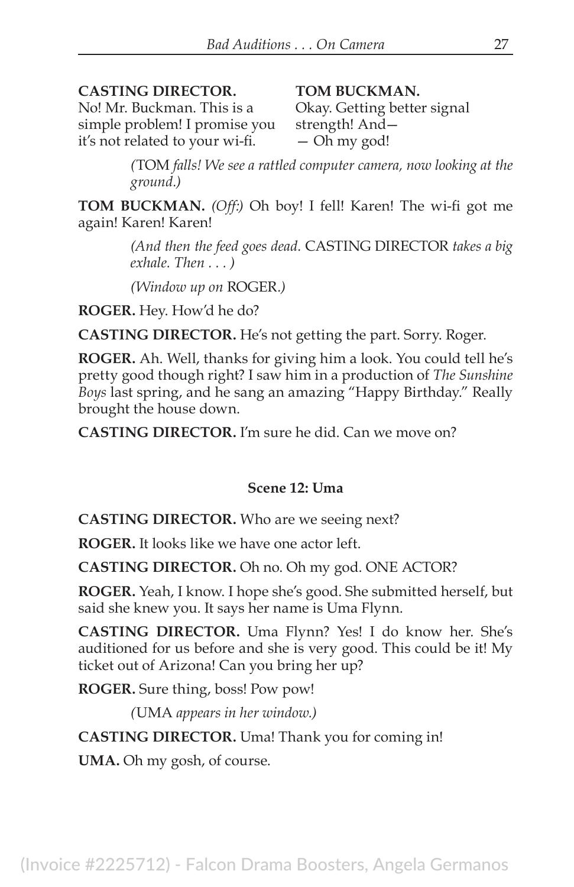**CASTING DIRECTOR.**
No! Mr. Buckman. This is a simple problem! I promise you it's not related to your wi-fi.

**TOM BUCKMAN.**
Okay. Getting better signal strength! And—
— Oh my god!

*(*TOM *falls! We see a rattled computer camera, now looking at the ground.)*

**TOM BUCKMAN.** *(Off:)* Oh boy! I fell! Karen! The wi-fi got me again! Karen! Karen!

*(And then the feed goes dead.* CASTING DIRECTOR *takes a big exhale. Then . . . )*

*(Window up on* ROGER*.)*

**ROGER.** Hey. How'd he do?

**CASTING DIRECTOR.** He's not getting the part. Sorry. Roger.

**ROGER.** Ah. Well, thanks for giving him a look. You could tell he's pretty good though right? I saw him in a production of *The Sunshine Boys* last spring, and he sang an amazing "Happy Birthday." Really brought the house down.

**CASTING DIRECTOR.** I'm sure he did. Can we move on?

### Scene 12: Uma

**CASTING DIRECTOR.** Who are we seeing next?

**ROGER.** It looks like we have one actor left.

**CASTING DIRECTOR.** Oh no. Oh my god. ONE ACTOR?

**ROGER.** Yeah, I know. I hope she's good. She submitted herself, but said she knew you. It says her name is Uma Flynn.

**CASTING DIRECTOR.** Uma Flynn? Yes! I do know her. She's auditioned for us before and she is very good. This could be it! My ticket out of Arizona! Can you bring her up?

**ROGER.** Sure thing, boss! Pow pow!

*(*UMA *appears in her window.)*

**CASTING DIRECTOR.** Uma! Thank you for coming in!

**UMA.** Oh my gosh, of course.

(Invoice #2225712) - Falcon Drama Boosters, Angela Germanos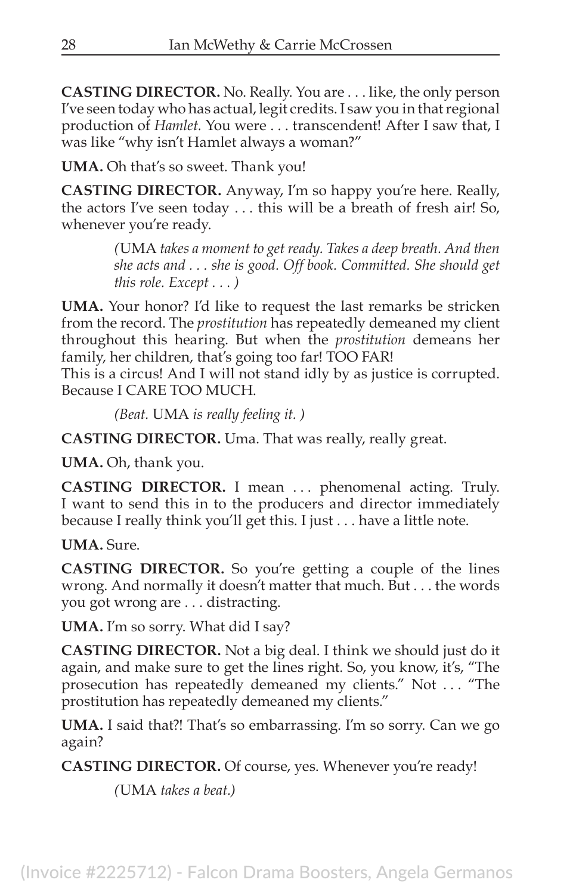**CASTING DIRECTOR.** No. Really. You are . . . like, the only person I've seen today who has actual, legit credits. I saw you in that regional production of *Hamlet.* You were . . . transcendent! After I saw that, I was like "why isn't Hamlet always a woman?"

**UMA.** Oh that's so sweet. Thank you!

**CASTING DIRECTOR.** Anyway, I'm so happy you're here. Really, the actors I've seen today . . . this will be a breath of fresh air! So, whenever you're ready.

> *(*UMA *takes a moment to get ready. Takes a deep breath. And then she acts and . . . she is good. Off book. Committed. She should get this role. Except . . . )*

**UMA.** Your honor? I'd like to request the last remarks be stricken from the record. The *prostitution* has repeatedly demeaned my client throughout this hearing. But when the *prostitution* demeans her family, her children, that's going too far! TOO FAR!
This is a circus! And I will not stand idly by as justice is corrupted. Because I CARE TOO MUCH.

> *(Beat.* UMA *is really feeling it. )*

**CASTING DIRECTOR.** Uma. That was really, really great.

**UMA.** Oh, thank you.

**CASTING DIRECTOR.** I mean . . . phenomenal acting. Truly. I want to send this in to the producers and director immediately because I really think you'll get this. I just . . . have a little note.

**UMA.** Sure.

**CASTING DIRECTOR.** So you're getting a couple of the lines wrong. And normally it doesn't matter that much. But . . . the words you got wrong are . . . distracting.

**UMA.** I'm so sorry. What did I say?

**CASTING DIRECTOR.** Not a big deal. I think we should just do it again, and make sure to get the lines right. So, you know, it's, "The prosecution has repeatedly demeaned my clients." Not . . . "The prostitution has repeatedly demeaned my clients."

**UMA.** I said that?! That's so embarrassing. I'm so sorry. Can we go again?

**CASTING DIRECTOR.** Of course, yes. Whenever you're ready!

> *(*UMA *takes a beat.)*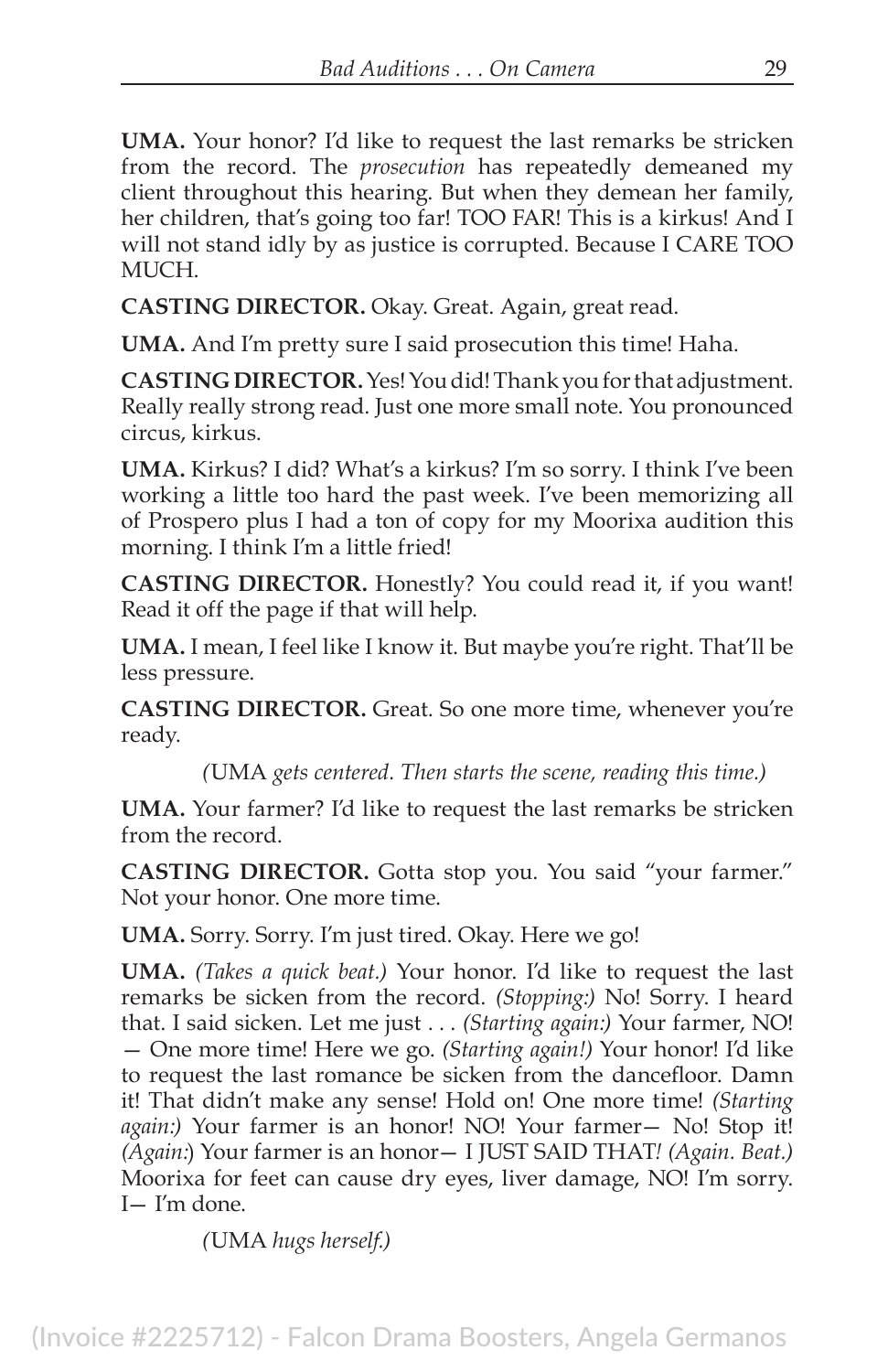**UMA.** Your honor? I'd like to request the last remarks be stricken from the record. The *prosecution* has repeatedly demeaned my client throughout this hearing. But when they demean her family, her children, that's going too far! TOO FAR! This is a kirkus! And I will not stand idly by as justice is corrupted. Because I CARE TOO MUCH.

**CASTING DIRECTOR.** Okay. Great. Again, great read.

**UMA.** And I'm pretty sure I said prosecution this time! Haha.

**CASTING DIRECTOR.** Yes! You did! Thank you for that adjustment. Really really strong read. Just one more small note. You pronounced circus, kirkus.

**UMA.** Kirkus? I did? What's a kirkus? I'm so sorry. I think I've been working a little too hard the past week. I've been memorizing all of Prospero plus I had a ton of copy for my Moorixa audition this morning. I think I'm a little fried!

**CASTING DIRECTOR.** Honestly? You could read it, if you want! Read it off the page if that will help.

**UMA.** I mean, I feel like I know it. But maybe you're right. That'll be less pressure.

**CASTING DIRECTOR.** Great. So one more time, whenever you're ready.

*(*UMA *gets centered. Then starts the scene, reading this time.)*

**UMA.** Your farmer? I'd like to request the last remarks be stricken from the record.

**CASTING DIRECTOR.** Gotta stop you. You said "your farmer." Not your honor. One more time.

**UMA.** Sorry. Sorry. I'm just tired. Okay. Here we go!

**UMA.** *(Takes a quick beat.)* Your honor. I'd like to request the last remarks be sicken from the record. *(Stopping:)* No! Sorry. I heard that. I said sicken. Let me just . . . *(Starting again:)* Your farmer, NO! — One more time! Here we go. *(Starting again!)* Your honor! I'd like to request the last romance be sicken from the dancefloor. Damn it! That didn't make any sense! Hold on! One more time! *(Starting again:)* Your farmer is an honor! NO! Your farmer— No! Stop it! *(Again:)* Your farmer is an honor— I JUST SAID THAT*!* *(Again. Beat.)* Moorixa for feet can cause dry eyes, liver damage, NO! I'm sorry. I— I'm done.

*(*UMA *hugs herself.)*

(Invoice #2225712) - Falcon Drama Boosters, Angela Germanos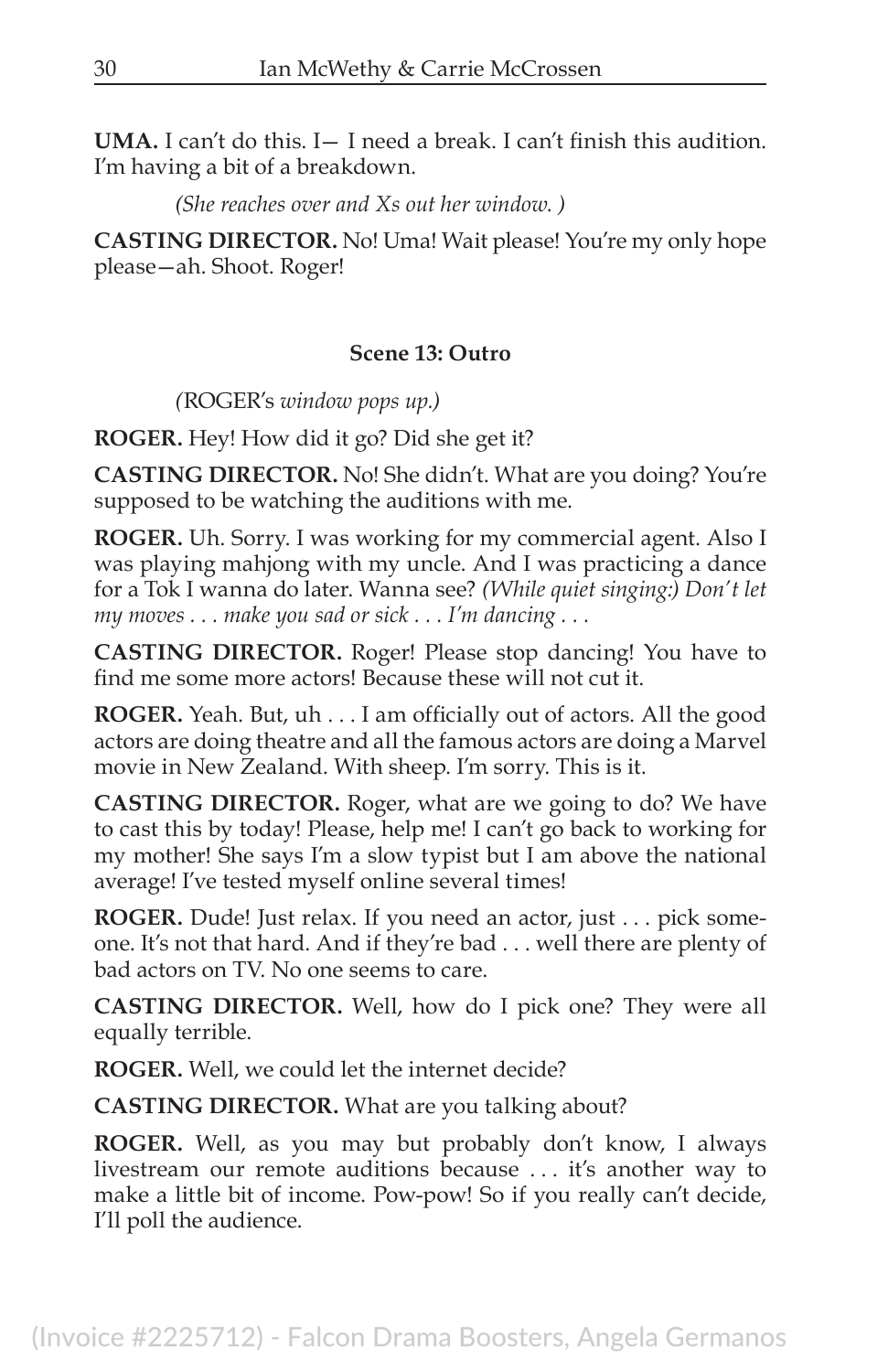**UMA.** I can't do this. I— I need a break. I can't finish this audition. I'm having a bit of a breakdown.

*(She reaches over and Xs out her window. )*

**CASTING DIRECTOR.** No! Uma! Wait please! You're my only hope please—ah. Shoot. Roger!

**Scene 13: Outro**

*(*ROGER's *window pops up.)*

**ROGER.** Hey! How did it go? Did she get it?

**CASTING DIRECTOR.** No! She didn't. What are you doing? You're supposed to be watching the auditions with me.

**ROGER.** Uh. Sorry. I was working for my commercial agent. Also I was playing mahjong with my uncle. And I was practicing a dance for a Tok I wanna do later. Wanna see? *(While quiet singing:) Don't let my moves . . . make you sad or sick . . . I'm dancing . . .*

**CASTING DIRECTOR.** Roger! Please stop dancing! You have to find me some more actors! Because these will not cut it.

**ROGER.** Yeah. But, uh . . . I am officially out of actors. All the good actors are doing theatre and all the famous actors are doing a Marvel movie in New Zealand. With sheep. I'm sorry. This is it.

**CASTING DIRECTOR.** Roger, what are we going to do? We have to cast this by today! Please, help me! I can't go back to working for my mother! She says I'm a slow typist but I am above the national average! I've tested myself online several times!

**ROGER.** Dude! Just relax. If you need an actor, just . . . pick someone. It's not that hard. And if they're bad . . . well there are plenty of bad actors on TV. No one seems to care.

**CASTING DIRECTOR.** Well, how do I pick one? They were all equally terrible.

**ROGER.** Well, we could let the internet decide?

**CASTING DIRECTOR.** What are you talking about?

**ROGER.** Well, as you may but probably don't know, I always livestream our remote auditions because . . . it's another way to make a little bit of income. Pow-pow! So if you really can't decide, I'll poll the audience.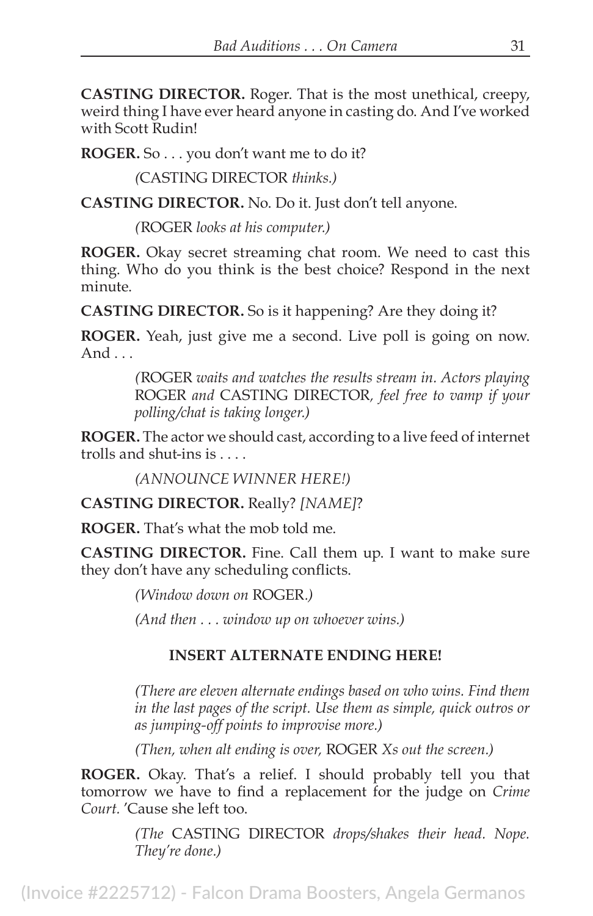**CASTING DIRECTOR.** Roger. That is the most unethical, creepy, weird thing I have ever heard anyone in casting do. And I've worked with Scott Rudin!

**ROGER.** So . . . you don't want me to do it?

*(*CASTING DIRECTOR *thinks.)*

**CASTING DIRECTOR.** No. Do it. Just don't tell anyone.

*(*ROGER *looks at his computer.)*

**ROGER.** Okay secret streaming chat room. We need to cast this thing. Who do you think is the best choice? Respond in the next minute.

**CASTING DIRECTOR.** So is it happening? Are they doing it?

**ROGER.** Yeah, just give me a second. Live poll is going on now. And . . .

*(*ROGER *waits and watches the results stream in. Actors playing* ROGER *and* CASTING DIRECTOR*, feel free to vamp if your polling/chat is taking longer.)*

**ROGER.** The actor we should cast, according to a live feed of internet trolls and shut-ins is . . . .

*(ANNOUNCE WINNER HERE!)*

**CASTING DIRECTOR.** Really? *[NAME]*?

**ROGER.** That's what the mob told me.

**CASTING DIRECTOR.** Fine. Call them up. I want to make sure they don't have any scheduling conflicts.

*(Window down on* ROGER*.)*

*(And then . . . window up on whoever wins.)*

**INSERT ALTERNATE ENDING HERE!**

*(There are eleven alternate endings based on who wins. Find them in the last pages of the script. Use them as simple, quick outros or as jumping-off points to improvise more.)*

*(Then, when alt ending is over,* ROGER *Xs out the screen.)*

**ROGER.** Okay. That's a relief. I should probably tell you that tomorrow we have to find a replacement for the judge on *Crime Court.* 'Cause she left too.

*(The* CASTING DIRECTOR *drops/shakes their head. Nope. They're done.)*

(Invoice #2225712) - Falcon Drama Boosters, Angela Germanos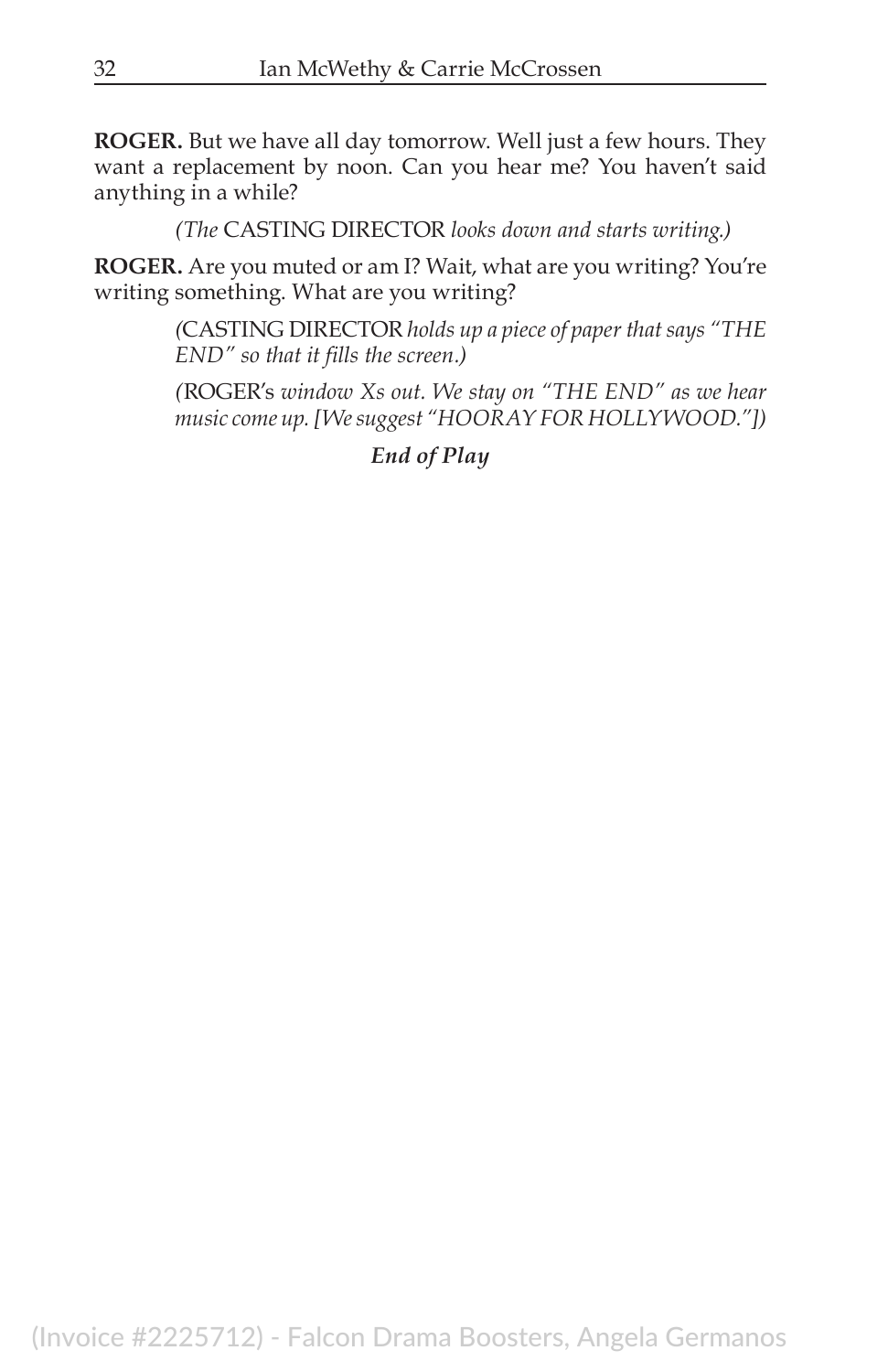**ROGER.** But we have all day tomorrow. Well just a few hours. They want a replacement by noon. Can you hear me? You haven't said anything in a while?

*(The* CASTING DIRECTOR *looks down and starts writing.)*

**ROGER.** Are you muted or am I? Wait, what are you writing? You're writing something. What are you writing?

*(*CASTING DIRECTOR *holds up a piece of paper that says "THE END" so that it fills the screen.)*

*(*ROGER's *window Xs out. We stay on "THE END" as we hear music come up. [We suggest "HOORAY FOR HOLLYWOOD."])*

***End of Play***

(Invoice #2225712) - Falcon Drama Boosters, Angela Germanos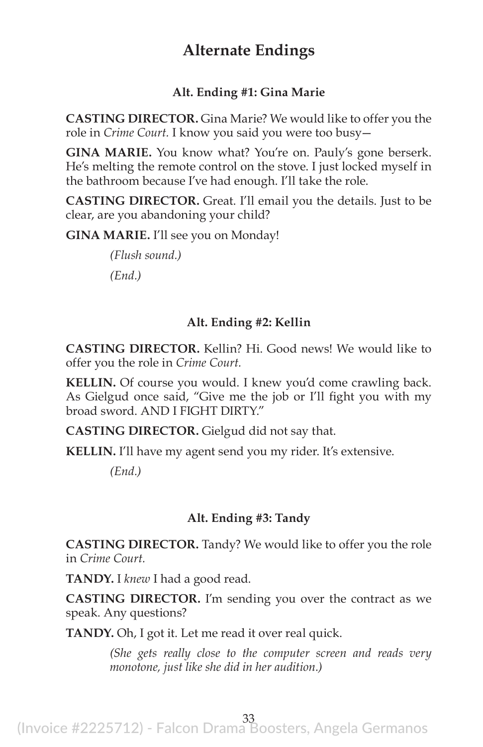# Alternate Endings

### Alt. Ending #1: Gina Marie

**CASTING DIRECTOR.** Gina Marie? We would like to offer you the role in *Crime Court.* I know you said you were too busy—

**GINA MARIE.** You know what? You're on. Pauly's gone berserk. He's melting the remote control on the stove. I just locked myself in the bathroom because I've had enough. I'll take the role.

**CASTING DIRECTOR.** Great. I'll email you the details. Just to be clear, are you abandoning your child?

**GINA MARIE.** I'll see you on Monday!

*(Flush sound.)*

*(End.)*

### Alt. Ending #2: Kellin

**CASTING DIRECTOR.** Kellin? Hi. Good news! We would like to offer you the role in *Crime Court.*

**KELLIN.** Of course you would. I knew you'd come crawling back. As Gielgud once said, "Give me the job or I'll fight you with my broad sword. AND I FIGHT DIRTY."

**CASTING DIRECTOR.** Gielgud did not say that.

**KELLIN.** I'll have my agent send you my rider. It's extensive.

*(End.)*

### Alt. Ending #3: Tandy

**CASTING DIRECTOR.** Tandy? We would like to offer you the role in *Crime Court.*

**TANDY.** I *knew* I had a good read.

**CASTING DIRECTOR.** I'm sending you over the contract as we speak. Any questions?

**TANDY.** Oh, I got it. Let me read it over real quick.

*(She gets really close to the computer screen and reads very monotone, just like she did in her audition.)*

(Invoice #2225712) - Falcon Drama Boosters, Angela Germanos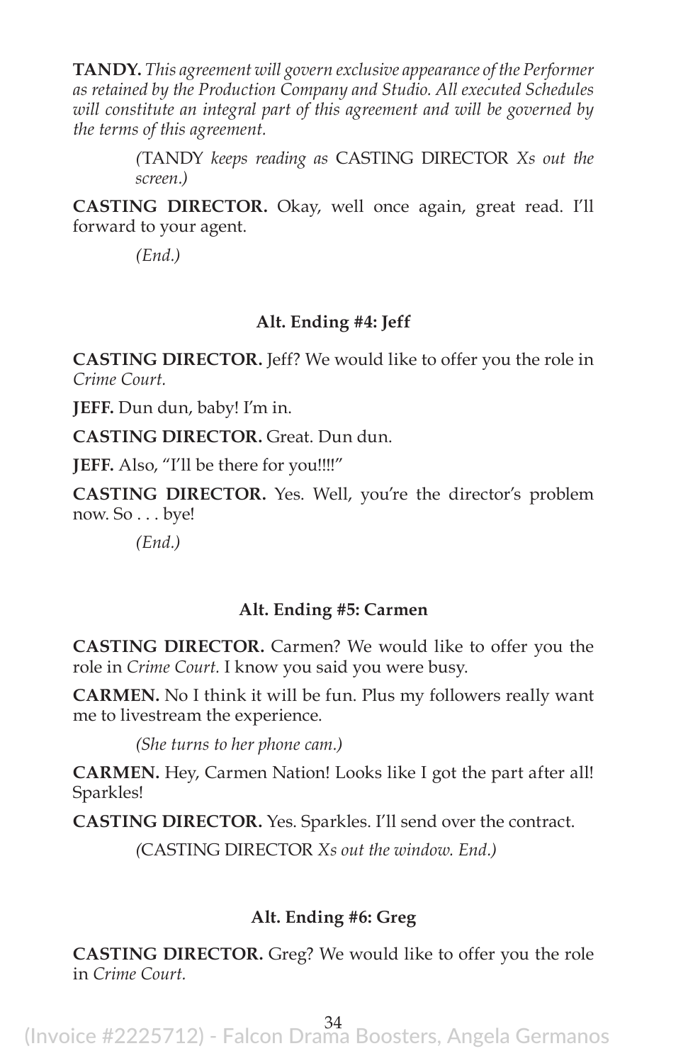**TANDY.** *This agreement will govern exclusive appearance of the Performer as retained by the Production Company and Studio. All executed Schedules will constitute an integral part of this agreement and will be governed by the terms of this agreement.*

> *(*TANDY *keeps reading as* CASTING DIRECTOR *Xs out the screen.)*

**CASTING DIRECTOR.** Okay, well once again, great read. I'll forward to your agent.

> *(End.)*

### Alt. Ending #4: Jeff

**CASTING DIRECTOR.** Jeff? We would like to offer you the role in *Crime Court.*

**JEFF.** Dun dun, baby! I'm in.

**CASTING DIRECTOR.** Great. Dun dun.

**JEFF.** Also, "I'll be there for you!!!!"

**CASTING DIRECTOR.** Yes. Well, you're the director's problem now. So . . . bye!

> *(End.)*

### Alt. Ending #5: Carmen

**CASTING DIRECTOR.** Carmen? We would like to offer you the role in *Crime Court.* I know you said you were busy.

**CARMEN.** No I think it will be fun. Plus my followers really want me to livestream the experience.

> *(She turns to her phone cam.)*

**CARMEN.** Hey, Carmen Nation! Looks like I got the part after all! Sparkles!

**CASTING DIRECTOR.** Yes. Sparkles. I'll send over the contract.

> *(*CASTING DIRECTOR *Xs out the window. End.)*

### Alt. Ending #6: Greg

**CASTING DIRECTOR.** Greg? We would like to offer you the role in *Crime Court.*

(Invoice #2225712) - Falcon Drama Boosters, Angela Germanos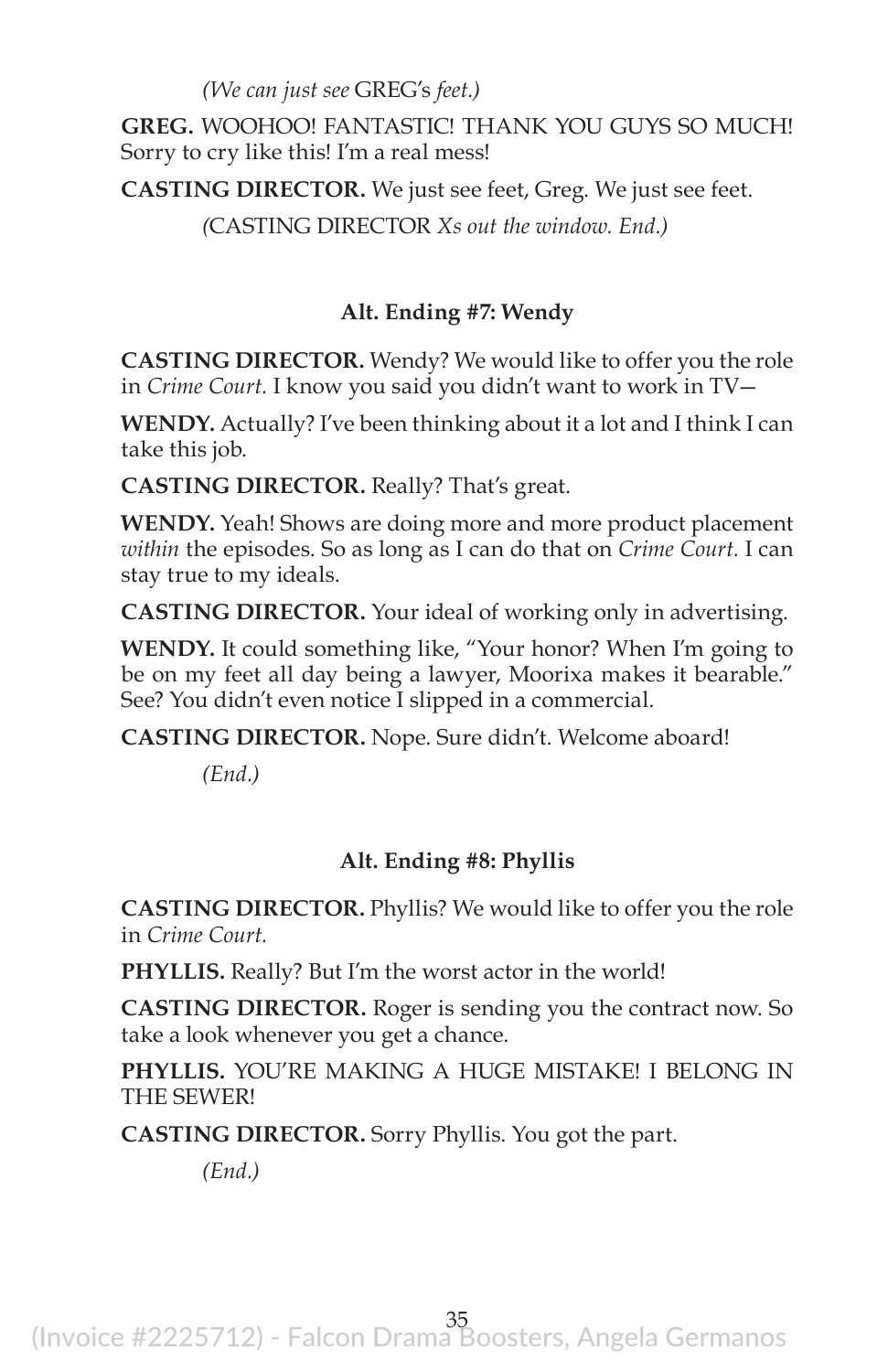*(We can just see* GREG's *feet.)*

**GREG.** WOOHOO! FANTASTIC! THANK YOU GUYS SO MUCH! Sorry to cry like this! I'm a real mess!

**CASTING DIRECTOR.** We just see feet, Greg. We just see feet.

*(*CASTING DIRECTOR *Xs out the window. End.)*

### Alt. Ending #7: Wendy

**CASTING DIRECTOR.** Wendy? We would like to offer you the role in *Crime Court.* I know you said you didn't want to work in TV—

**WENDY.** Actually? I've been thinking about it a lot and I think I can take this job.

**CASTING DIRECTOR.** Really? That's great.

**WENDY.** Yeah! Shows are doing more and more product placement *within* the episodes. So as long as I can do that on *Crime Court.* I can stay true to my ideals.

**CASTING DIRECTOR.** Your ideal of working only in advertising.

**WENDY.** It could something like, "Your honor? When I'm going to be on my feet all day being a lawyer, Moorixa makes it bearable." See? You didn't even notice I slipped in a commercial.

**CASTING DIRECTOR.** Nope. Sure didn't. Welcome aboard!

*(End.)*

### Alt. Ending #8: Phyllis

**CASTING DIRECTOR.** Phyllis? We would like to offer you the role in *Crime Court.*

**PHYLLIS.** Really? But I'm the worst actor in the world!

**CASTING DIRECTOR.** Roger is sending you the contract now. So take a look whenever you get a chance.

**PHYLLIS.** YOU'RE MAKING A HUGE MISTAKE! I BELONG IN THE SEWER!

**CASTING DIRECTOR.** Sorry Phyllis. You got the part.

*(End.)*

(Invoice #2225712) - Falcon Drama Boosters, Angela Germanos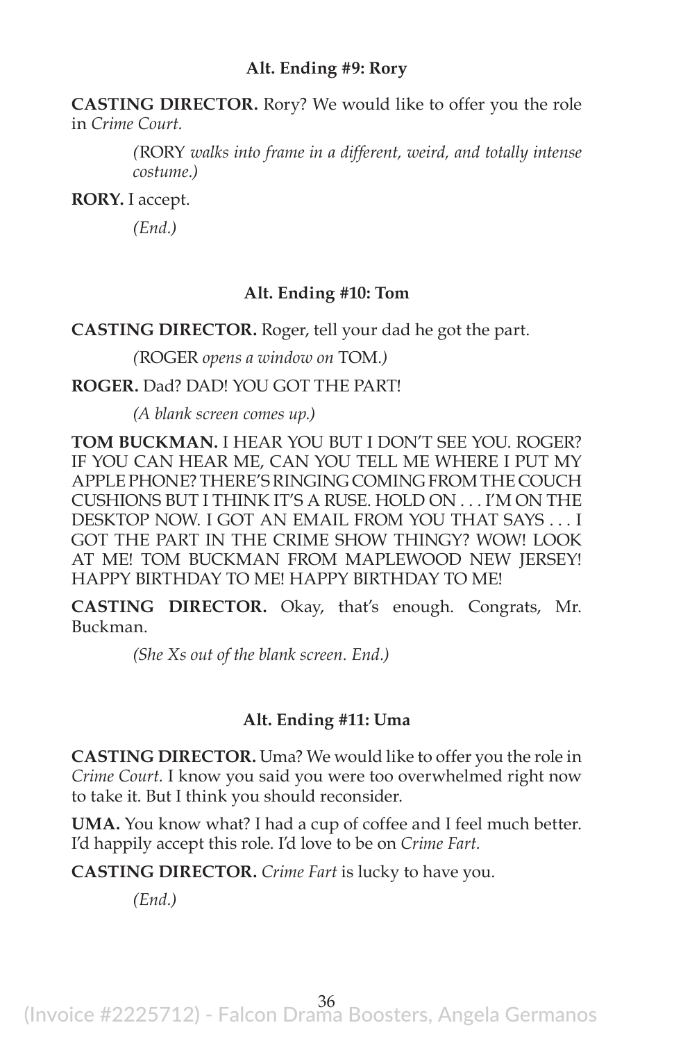### Alt. Ending #9: Rory

**CASTING DIRECTOR.** Rory? We would like to offer you the role in *Crime Court.*

*(*RORY *walks into frame in a different, weird, and totally intense costume.)*

**RORY.** I accept.

*(End.)*

### Alt. Ending #10: Tom

**CASTING DIRECTOR.** Roger, tell your dad he got the part.

*(*ROGER *opens a window on* TOM*.)*

**ROGER.** Dad? DAD! YOU GOT THE PART!

*(A blank screen comes up.)*

**TOM BUCKMAN.** I HEAR YOU BUT I DON'T SEE YOU. ROGER? IF YOU CAN HEAR ME, CAN YOU TELL ME WHERE I PUT MY APPLE PHONE? THERE'S RINGING COMING FROM THE COUCH CUSHIONS BUT I THINK IT'S A RUSE. HOLD ON . . . I'M ON THE DESKTOP NOW. I GOT AN EMAIL FROM YOU THAT SAYS . . . I GOT THE PART IN THE CRIME SHOW THINGY? WOW! LOOK AT ME! TOM BUCKMAN FROM MAPLEWOOD NEW JERSEY! HAPPY BIRTHDAY TO ME! HAPPY BIRTHDAY TO ME!

**CASTING DIRECTOR.** Okay, that's enough. Congrats, Mr. Buckman.

*(She Xs out of the blank screen. End.)*

### Alt. Ending #11: Uma

**CASTING DIRECTOR.** Uma? We would like to offer you the role in *Crime Court.* I know you said you were too overwhelmed right now to take it. But I think you should reconsider.

**UMA.** You know what? I had a cup of coffee and I feel much better. I'd happily accept this role. I'd love to be on *Crime Fart.*

**CASTING DIRECTOR.** *Crime Fart* is lucky to have you.

*(End.)*